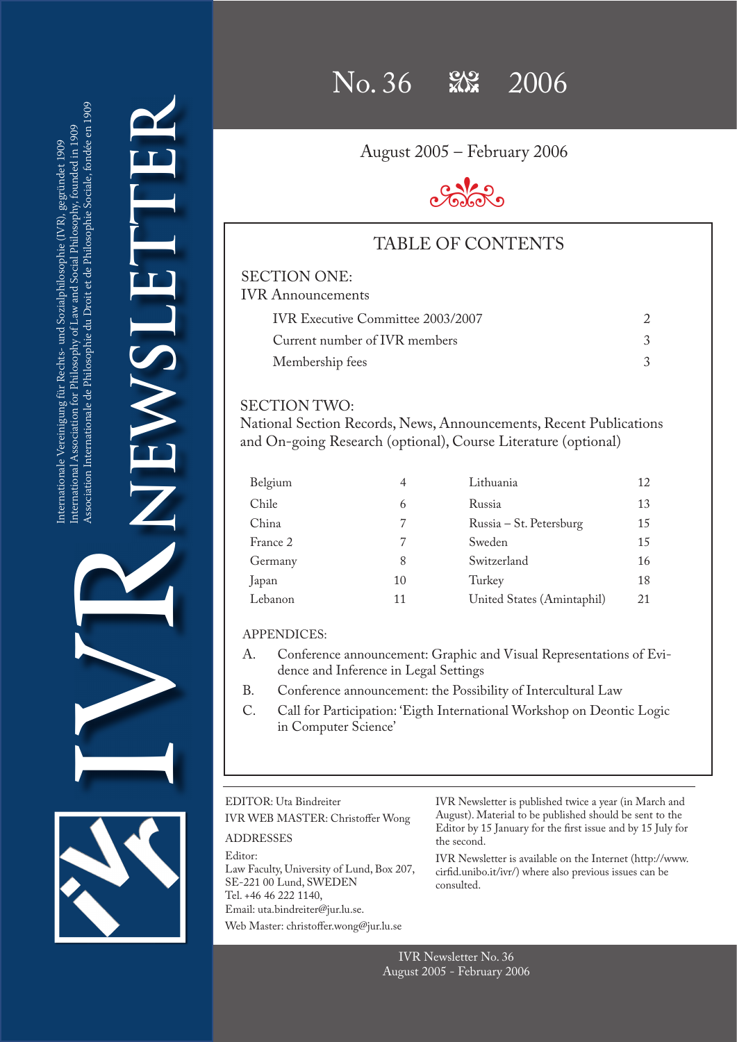Internationale Vereinigung für Rechts- und Sozialphilosophie (IVR), gegründet 1909
International Association for Philosophy of Law and Social Philosophy, founded in 1909
Association Internationale de Philosophie du Droit et de Philosophie Sociale, fondée en 1909

# IVR NEWSLETTER

## No. 36 2006

August 2005 – February 2006

## TABLE OF CONTENTS

### SECTION ONE:
IVR Announcements

| | |
|---|---|
| IVR Executive Committee 2003/2007 | 2 |
| Current number of IVR members | 3 |
| Membership fees | 3 |

### SECTION TWO:
National Section Records, News, Announcements, Recent Publications and On-going Research (optional), Course Literature (optional)

| | | | |
|---|---|---|---|
| Belgium | 4 | Lithuania | 12 |
| Chile | 6 | Russia | 13 |
| China | 7 | Russia – St. Petersburg | 15 |
| France 2 | 7 | Sweden | 15 |
| Germany | 8 | Switzerland | 16 |
| Japan | 10 | Turkey | 18 |
| Lebanon | 11 | United States (Amintaphil) | 21 |

### APPENDICES:

A. Conference announcement: Graphic and Visual Representations of Evidence and Inference in Legal Settings

B. Conference announcement: the Possibility of Intercultural Law

C. Call for Participation: 'Eigth International Workshop on Deontic Logic in Computer Science'

EDITOR: Uta Bindreiter
IVR WEB MASTER: Christoffer Wong

ADDRESSES

Editor:
Law Faculty, University of Lund, Box 207,
SE-221 00 Lund, SWEDEN
Tel. +46 46 222 1140,
Email: uta.bindreiter@jur.lu.se.

Web Master: christoffer.wong@jur.lu.se

IVR Newsletter is published twice a year (in March and August). Material to be published should be sent to the Editor by 15 January for the first issue and by 15 July for the second.

IVR Newsletter is available on the Internet (http://www.cirfid.unibo.it/ivr/) where also previous issues can be consulted.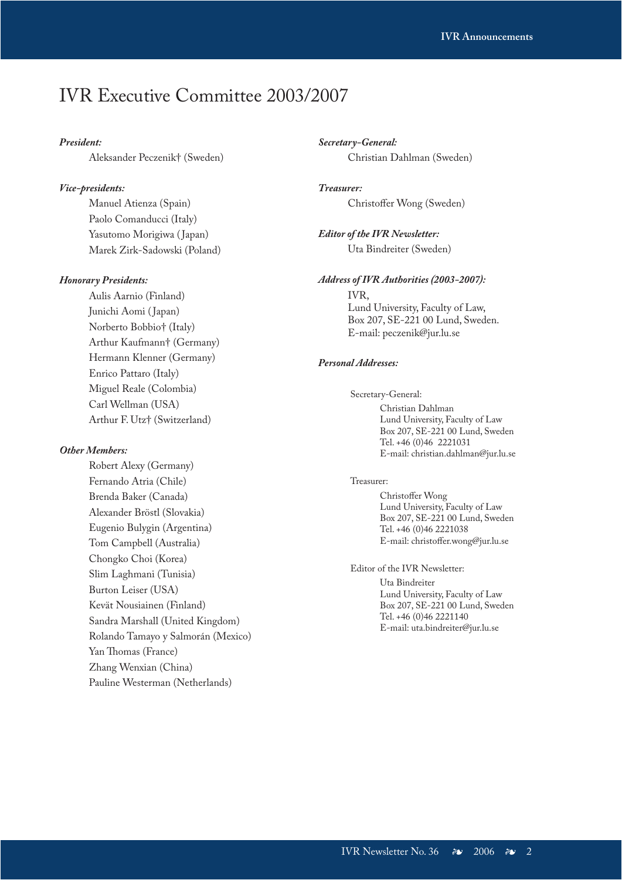# IVR Executive Committee 2003/2007

***President:***

Aleksander Peczenik† (Sweden)

***Vice-presidents:***

Manuel Atienza (Spain)
Paolo Comanducci (Italy)
Yasutomo Morigiwa (Japan)
Marek Zirk-Sadowski (Poland)

***Honorary Presidents:***

Aulis Aarnio (Finland)
Junichi Aomi (Japan)
Norberto Bobbio† (Italy)
Arthur Kaufmann† (Germany)
Hermann Klenner (Germany)
Enrico Pattaro (Italy)
Miguel Reale (Colombia)
Carl Wellman (USA)
Arthur F. Utz† (Switzerland)

***Other Members:***

Robert Alexy (Germany)
Fernando Atria (Chile)
Brenda Baker (Canada)
Alexander Bröstl (Slovakia)
Eugenio Bulygin (Argentina)
Tom Campbell (Australia)
Chongko Choi (Korea)
Slim Laghmani (Tunisia)
Burton Leiser (USA)
Kevät Nousiainen (Finland)
Sandra Marshall (United Kingdom)
Rolando Tamayo y Salmorán (Mexico)
Yan Thomas (France)
Zhang Wenxian (China)
Pauline Westerman (Netherlands)

***Secretary-General:***

Christian Dahlman (Sweden)

***Treasurer:***

Christoffer Wong (Sweden)

***Editor of the IVR Newsletter:***

Uta Bindreiter (Sweden)

***Address of IVR Authorities (2003-2007):***

IVR,
Lund University, Faculty of Law,
Box 207, SE-221 00 Lund, Sweden.
E-mail: peczenik@jur.lu.se

***Personal Addresses:***

Secretary-General:

Christian Dahlman
Lund University, Faculty of Law
Box 207, SE-221 00 Lund, Sweden
Tel. +46 (0)46 2221031
E-mail: christian.dahlman@jur.lu.se

Treasurer:

Christoffer Wong
Lund University, Faculty of Law
Box 207, SE-221 00 Lund, Sweden
Tel. +46 (0)46 2221038
E-mail: christoffer.wong@jur.lu.se

Editor of the IVR Newsletter:

Uta Bindreiter
Lund University, Faculty of Law
Box 207, SE-221 00 Lund, Sweden
Tel. +46 (0)46 2221140
E-mail: uta.bindreiter@jur.lu.se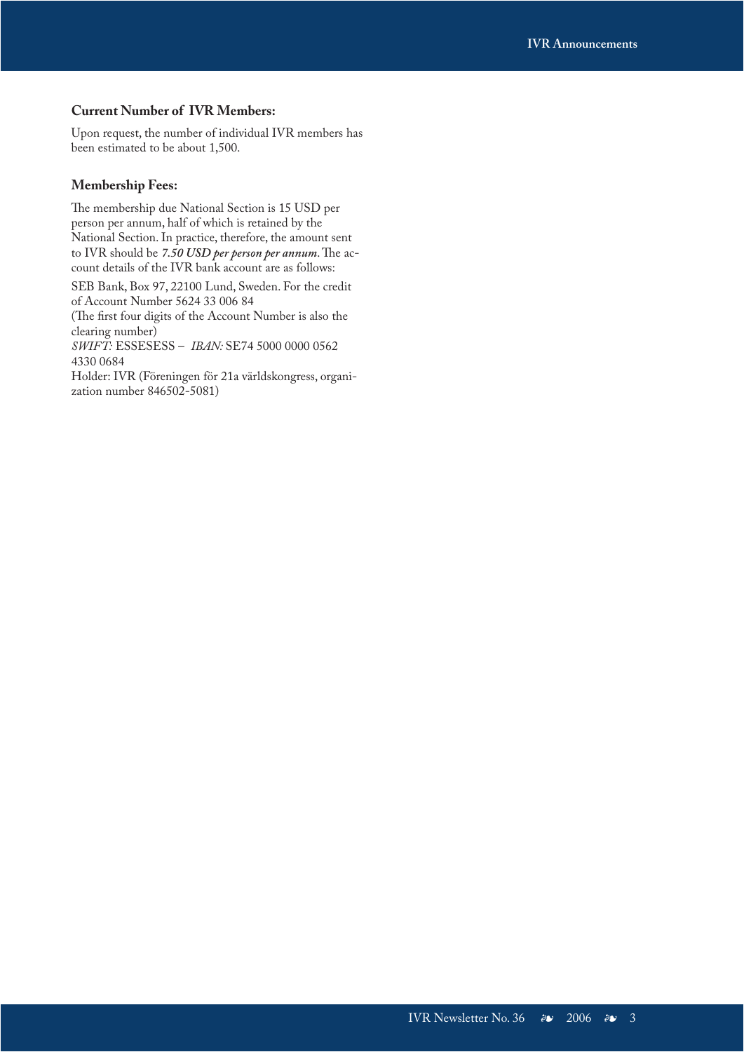### Current Number of IVR Members:

Upon request, the number of individual IVR members has been estimated to be about 1,500.

### Membership Fees:

The membership due National Section is 15 USD per person per annum, half of which is retained by the National Section. In practice, therefore, the amount sent to IVR should be ***7.50 USD per person per annum***. The account details of the IVR bank account are as follows:

SEB Bank, Box 97, 22100 Lund, Sweden. For the credit of Account Number 5624 33 006 84
(The first four digits of the Account Number is also the clearing number)
*SWIFT:* ESSESESS – *IBAN:* SE74 5000 0000 0562 4330 0684
Holder: IVR (Föreningen för 21a världskongress, organization number 846502-5081)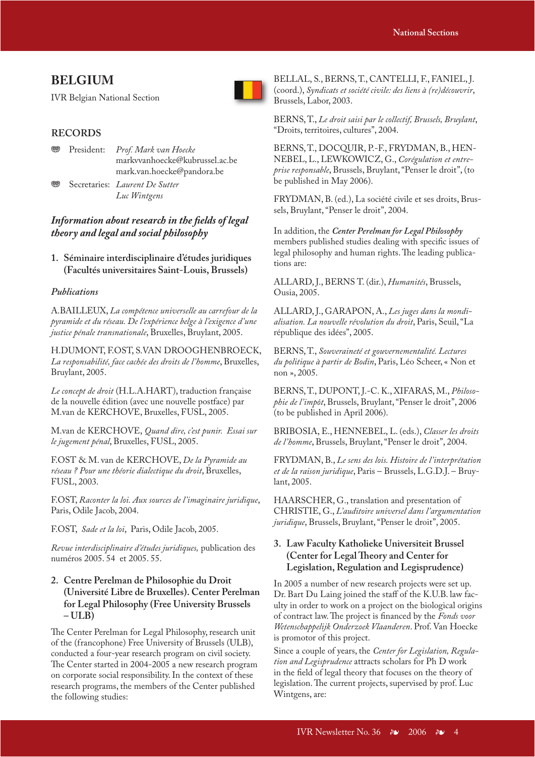# BELGIUM

IVR Belgian National Section

## RECORDS

- President: *Prof. Mark van Hoecke*
  markvvanhoecke@kubrussel.ac.be
  mark.van.hoecke@pandora.be
- Secretaries: *Laurent De Sutter*
  *Luc Wintgens*

## *Information about research in the fields of legal theory and legal and social philosophy*

### 1. Séminaire interdisciplinaire d'études juridiques (Facultés universitaires Saint-Louis, Brussels)

*Publications*

A.BAILLEUX, *La compétence universelle au carrefour de la pyramide et du réseau. De l'expérience belge à l'exigence d'une justice pénale transnationale*, Bruxelles, Bruylant, 2005.

H.DUMONT, F.OST, S.VAN DROOGHENBROECK, *La responsabilité, face cachée des droits de l'homme*, Bruxelles, Bruylant, 2005.

*Le concept de droit* (H.L.A.HART), traduction française de la nouvelle édition (avec une nouvelle postface) par M.van de KERCHOVE, Bruxelles, FUSL, 2005.

M.van de KERCHOVE, *Quand dire, c'est punir. Essai sur le jugement pénal*, Bruxelles, FUSL, 2005.

F.OST & M. van de KERCHOVE, *De la Pyramide au réseau ? Pour une théorie dialectique du droit*, Bruxelles, FUSL, 2003.

F.OST, *Raconter la loi. Aux sources de l'imaginaire juridique*, Paris, Odile Jacob, 2004.

F.OST, *Sade et la loi*, Paris, Odile Jacob, 2005.

*Revue interdisciplinaire d'études juridiques,* publication des numéros 2005. 54 et 2005. 55.

### 2. Centre Perelman de Philosophie du Droit (Université Libre de Bruxelles). Center Perelman for Legal Philosophy (Free University Brussels – ULB)

The Center Perelman for Legal Philosophy, research unit of the (francophone) Free University of Brussels (ULB), conducted a four-year research program on civil society. The Center started in 2004-2005 a new research program on corporate social responsibility. In the context of these research programs, the members of the Center published the following studies:

BELLAL, S., BERNS, T., CANTELLI, F., FANIEL, J. (coord.), *Syndicats et société civile: des liens à (re)découvrir*, Brussels, Labor, 2003.

BERNS, T., *Le droit saisi par le collectif, Brussels, Bruylant*, "Droits, territoires, cultures", 2004.

BERNS, T., DOCQUIR, P.-F., FRYDMAN, B., HENNEBEL, L., LEWKOWICZ, G., *Corégulation et entreprise responsable*, Brussels, Bruylant, "Penser le droit", (to be published in May 2006).

FRYDMAN, B. (ed.), La société civile et ses droits, Brussels, Bruylant, "Penser le droit", 2004.

In addition, the *Center Perelman for Legal Philosophy* members published studies dealing with specific issues of legal philosophy and human rights. The leading publications are:

ALLARD, J., BERNS T. (dir.), *Humanités*, Brussels, Ousia, 2005.

ALLARD, J., GARAPON, A., *Les juges dans la mondialisation. La nouvelle révolution du droit*, Paris, Seuil, "La république des idées", 2005.

BERNS, T., *Souveraineté et gouvernementalité. Lectures du politique à partir de Bodin*, Paris, Léo Scheer, « Non et non », 2005.

BERNS, T., DUPONT, J.-C. K., XIFARAS, M., *Philosophie de l'impôt*, Brussels, Bruylant, "Penser le droit", 2006 (to be published in April 2006).

BRIBOSIA, E., HENNEBEL, L. (eds.), *Classer les droits de l'homme*, Brussels, Bruylant, "Penser le droit", 2004.

FRYDMAN, B., *Le sens des lois. Histoire de l'interprétation et de la raison juridique*, Paris – Brussels, L.G.D.J. – Bruylant, 2005.

HAARSCHER, G., translation and presentation of CHRISTIE, G., *L'auditoire universel dans l'argumentation juridique*, Brussels, Bruylant, "Penser le droit", 2005.

### 3. Law Faculty Katholieke Universiteit Brussel (Center for Legal Theory and Center for Legislation, Regulation and Legisprudence)

In 2005 a number of new research projects were set up. Dr. Bart Du Laing joined the staff of the K.U.B. law faculty in order to work on a project on the biological origins of contract law. The project is financed by the *Fonds voor Wetenschappelijk Onderzoek Vlaanderen*. Prof. Van Hoecke is promotor of this project.

Since a couple of years, the *Center for Legislation, Regulation and Legisprudence* attracts scholars for Ph D work in the field of legal theory that focuses on the theory of legislation. The current projects, supervised by prof. Luc Wintgens, are: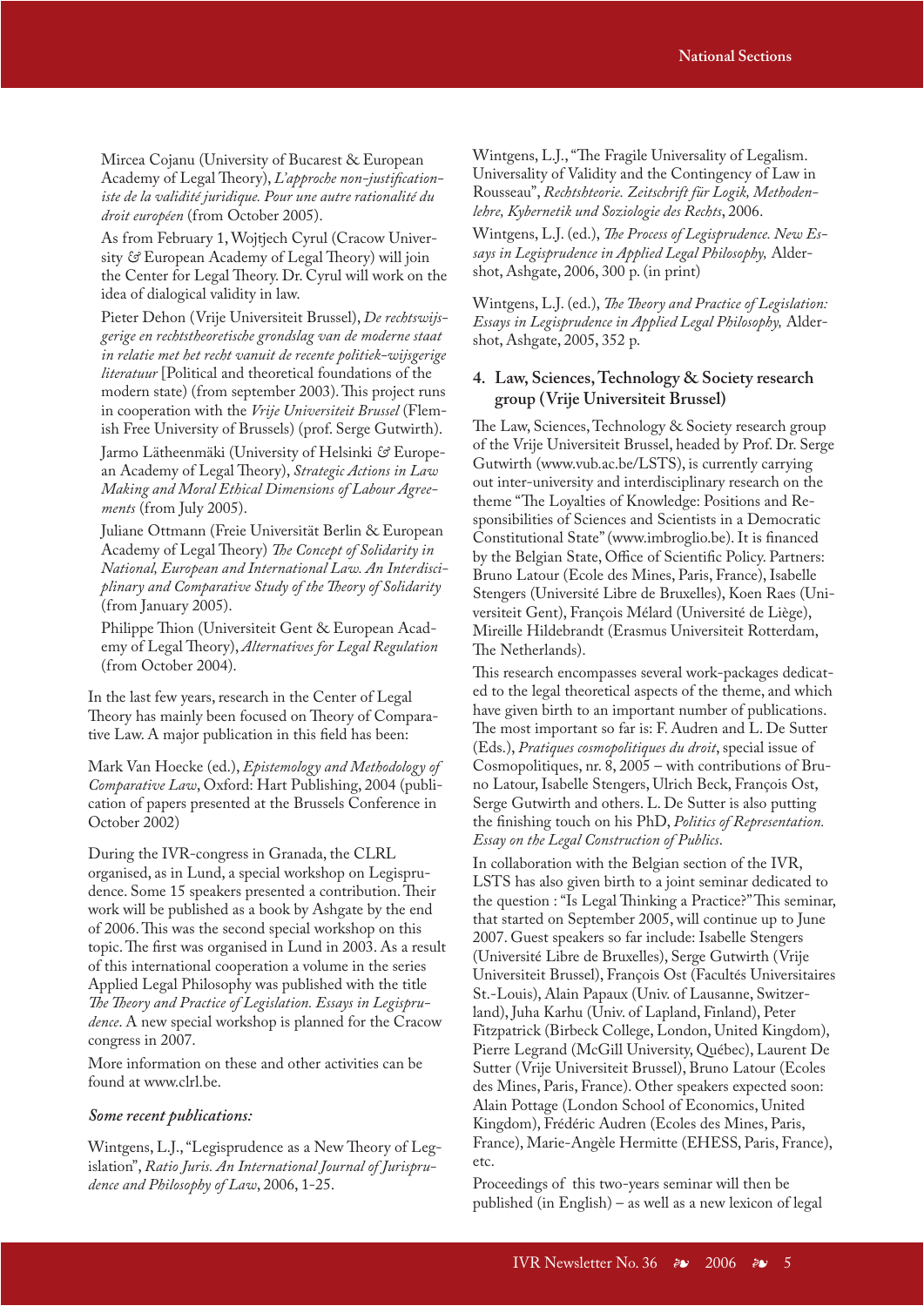Mircea Cojanu (University of Bucarest & European Academy of Legal Theory), *L'approche non-justificationiste de la validité juridique. Pour une autre rationalité du droit européen* (from October 2005).

As from February 1, Wojtjech Cyrul (Cracow University & European Academy of Legal Theory) will join the Center for Legal Theory. Dr. Cyrul will work on the idea of dialogical validity in law.

Pieter Dehon (Vrije Universiteit Brussel), *De rechtswijsgerige en rechtstheoretische grondslag van de moderne staat in relatie met het recht vanuit de recente politiek-wijsgerige literatuur* [Political and theoretical foundations of the modern state) (from september 2003). This project runs in cooperation with the *Vrije Universiteit Brussel* (Flemish Free University of Brussels) (prof. Serge Gutwirth).

Jarmo Lätheenmäki (University of Helsinki & European Academy of Legal Theory), *Strategic Actions in Law Making and Moral Ethical Dimensions of Labour Agreements* (from July 2005).

Juliane Ottmann (Freie Universität Berlin & European Academy of Legal Theory) *The Concept of Solidarity in National, European and International Law. An Interdisciplinary and Comparative Study of the Theory of Solidarity* (from January 2005).

Philippe Thion (Universiteit Gent & European Academy of Legal Theory), *Alternatives for Legal Regulation* (from October 2004).

In the last few years, research in the Center of Legal Theory has mainly been focused on Theory of Comparative Law. A major publication in this field has been:

Mark Van Hoecke (ed.), *Epistemology and Methodology of Comparative Law*, Oxford: Hart Publishing, 2004 (publication of papers presented at the Brussels Conference in October 2002)

During the IVR-congress in Granada, the CLRL organised, as in Lund, a special workshop on Legisprudence. Some 15 speakers presented a contribution. Their work will be published as a book by Ashgate by the end of 2006. This was the second special workshop on this topic. The first was organised in Lund in 2003. As a result of this international cooperation a volume in the series Applied Legal Philosophy was published with the title *The Theory and Practice of Legislation. Essays in Legisprudence*. A new special workshop is planned for the Cracow congress in 2007.

More information on these and other activities can be found at www.clrl.be.

***Some recent publications:***

Wintgens, L.J., "Legisprudence as a New Theory of Legislation", *Ratio Juris. An International Journal of Jurisprudence and Philosophy of Law*, 2006, 1-25.

Wintgens, L.J., "The Fragile Universality of Legalism. Universality of Validity and the Contingency of Law in Rousseau", *Rechtshteorie. Zeitschrift für Logik, Methodenlehre, Kybernetik und Soziologie des Rechts*, 2006.

Wintgens, L.J. (ed.), *The Process of Legisprudence. New Essays in Legisprudence in Applied Legal Philosophy,* Aldershot, Ashgate, 2006, 300 p. (in print)

Wintgens, L.J. (ed.), *The Theory and Practice of Legislation: Essays in Legisprudence in Applied Legal Philosophy,* Aldershot, Ashgate, 2005, 352 p.

### 4. Law, Sciences, Technology & Society research group (Vrije Universiteit Brussel)

The Law, Sciences, Technology & Society research group of the Vrije Universiteit Brussel, headed by Prof. Dr. Serge Gutwirth (www.vub.ac.be/LSTS), is currently carrying out inter-university and interdisciplinary research on the theme "The Loyalties of Knowledge: Positions and Responsibilities of Sciences and Scientists in a Democratic Constitutional State" (www.imbroglio.be). It is financed by the Belgian State, Office of Scientific Policy. Partners: Bruno Latour (Ecole des Mines, Paris, France), Isabelle Stengers (Université Libre de Bruxelles), Koen Raes (Universiteit Gent), François Mélard (Université de Liège), Mireille Hildebrandt (Erasmus Universiteit Rotterdam, The Netherlands).

This research encompasses several work-packages dedicated to the legal theoretical aspects of the theme, and which have given birth to an important number of publications. The most important so far is: F. Audren and L. De Sutter (Eds.), *Pratiques cosmopolitiques du droit*, special issue of Cosmopolitiques, nr. 8, 2005 – with contributions of Bruno Latour, Isabelle Stengers, Ulrich Beck, François Ost, Serge Gutwirth and others. L. De Sutter is also putting the finishing touch on his PhD, *Politics of Representation. Essay on the Legal Construction of Publics*.

In collaboration with the Belgian section of the IVR, LSTS has also given birth to a joint seminar dedicated to the question : "Is Legal Thinking a Practice?" This seminar, that started on September 2005, will continue up to June 2007. Guest speakers so far include: Isabelle Stengers (Université Libre de Bruxelles), Serge Gutwirth (Vrije Universiteit Brussel), François Ost (Facultés Universitaires St.-Louis), Alain Papaux (Univ. of Lausanne, Switzerland), Juha Karhu (Univ. of Lapland, Finland), Peter Fitzpatrick (Birbeck College, London, United Kingdom), Pierre Legrand (McGill University, Québec), Laurent De Sutter (Vrije Universiteit Brussel), Bruno Latour (Ecoles des Mines, Paris, France). Other speakers expected soon: Alain Pottage (London School of Economics, United Kingdom), Frédéric Audren (Ecoles des Mines, Paris, France), Marie-Angèle Hermitte (EHESS, Paris, France), etc.

Proceedings of this two-years seminar will then be published (in English) – as well as a new lexicon of legal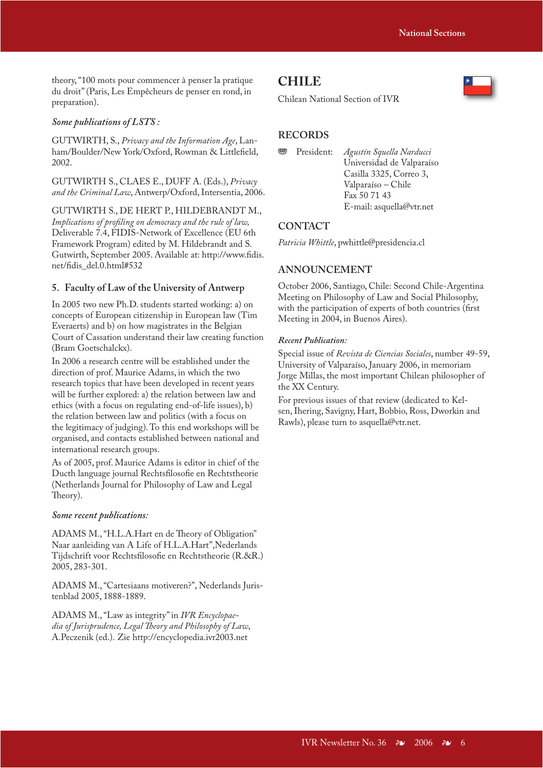theory, "100 mots pour commencer à penser la pratique du droit" (Paris, Les Empêcheurs de penser en rond, in preparation).

*Some publications of LSTS :*

GUTWIRTH, S., *Privacy and the Information Age*, Lanham/Boulder/New York/Oxford, Rowman & Littlefield, 2002.

GUTWIRTH S., CLAES E., DUFF A. (Eds.), *Privacy and the Criminal Law*, Antwerp/Oxford, Intersentia, 2006.

GUTWIRTH S., DE HERT P., HILDEBRANDT M., *Implications of profiling on democracy and the rule of law,* Deliverable 7.4, FIDIS-Network of Excellence (EU 6th Framework Program) edited by M. Hildebrandt and S. Gutwirth, September 2005. Available at: http://www.fidis.net/fidis_del.0.html#532

### 5. Faculty of Law of the University of Antwerp

In 2005 two new Ph.D. students started working: a) on concepts of European citizenship in European law (Tim Everaerts) and b) on how magistrates in the Belgian Court of Cassation understand their law creating function (Bram Goetschalckx).

In 2006 a research centre will be established under the direction of prof. Maurice Adams, in which the two research topics that have been developed in recent years will be further explored: a) the relation between law and ethics (with a focus on regulating end-of-life issues), b) the relation between law and politics (with a focus on the legitimacy of judging). To this end workshops will be organised, and contacts established between national and international research groups.

As of 2005, prof. Maurice Adams is editor in chief of the Ducth language journal Rechtsfilosofie en Rechtstheorie (Netherlands Journal for Philosophy of Law and Legal Theory).

*Some recent publications:*

ADAMS M., "H.L.A.Hart en de Theory of Obligation" Naar aanleiding van A Life of H.L.A.Hart",Nederlands Tijdschrift voor Rechtsfilosofie en Rechtstheorie (R.&R.) 2005, 283-301.

ADAMS M., "Cartesiaans motiveren?", Nederlands Juristenblad 2005, 1888-1889.

ADAMS M., "Law as integrity" in *IVR Encyclopaedia of Jurisprudence, Legal Theory and Philosophy of Law*, A.Peczenik (ed.). Zie http://encyclopedia.ivr2003.net

# CHILE

Chilean National Section of IVR

## RECORDS

President: *Agustín Squella Narducci*
Universidad de Valparaíso
Casilla 3325, Correo 3,
Valparaíso – Chile
Fax 50 71 43
E-mail: asquella@vtr.net

## CONTACT

*Patricia Whittle*, pwhittle@presidencia.cl

## ANNOUNCEMENT

October 2006, Santiago, Chile: Second Chile-Argentina Meeting on Philosophy of Law and Social Philosophy, with the participation of experts of both countries (first Meeting in 2004, in Buenos Aires).

*Recent Publication:*

Special issue of *Revista de Ciencias Sociales*, number 49-59, University of Valparaíso, January 2006, in memoriam Jorge Millas, the most important Chilean philosopher of the XX Century.

For previous issues of that review (dedicated to Kelsen, Ihering, Savigny, Hart, Bobbio, Ross, Dworkin and Rawls), please turn to asquella@vtr.net.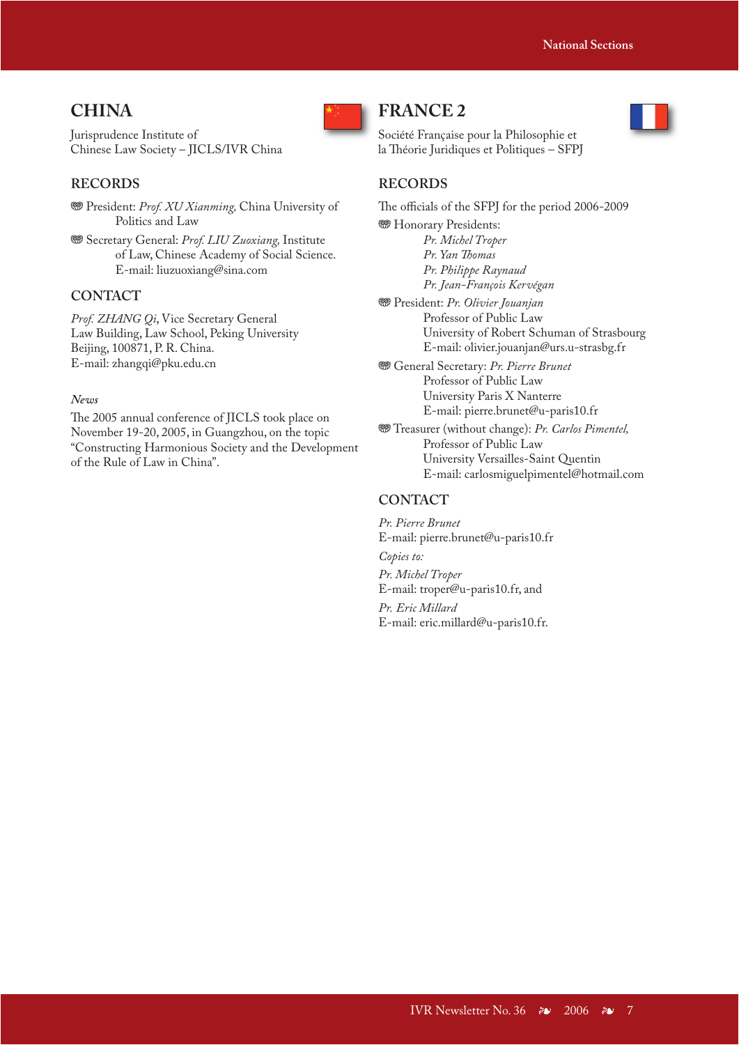## CHINA

Jurisprudence Institute of
Chinese Law Society – JICLS/IVR China

### RECORDS

- President: *Prof. XU Xianming,* China University of Politics and Law
- Secretary General: *Prof. LIU Zuoxiang,* Institute of Law, Chinese Academy of Social Science.
  E-mail: liuzuoxiang@sina.com

### CONTACT

*Prof. ZHANG Qi*, Vice Secretary General
Law Building, Law School, Peking University
Beijing, 100871, P. R. China.
E-mail: zhangqi@pku.edu.cn

*News*

The 2005 annual conference of JICLS took place on November 19-20, 2005, in Guangzhou, on the topic "Constructing Harmonious Society and the Development of the Rule of Law in China".

## FRANCE 2

Société Française pour la Philosophie et
la Théorie Juridiques et Politiques – SFPJ

### RECORDS

The officials of the SFPJ for the period 2006-2009

- Honorary Presidents:
  *Pr. Michel Troper*
  *Pr. Yan Thomas*
  *Pr. Philippe Raynaud*
  *Pr. Jean-François Kervégan*
- President: *Pr. Olivier Jouanjan*
  Professor of Public Law
  University of Robert Schuman of Strasbourg
  E-mail: olivier.jouanjan@urs.u-strasbg.fr
- General Secretary: *Pr. Pierre Brunet*
  Professor of Public Law
  University Paris X Nanterre
  E-mail: pierre.brunet@u-paris10.fr
- Treasurer (without change): *Pr. Carlos Pimentel,*
  Professor of Public Law
  University Versailles-Saint Quentin
  E-mail: carlosmiguelpimentel@hotmail.com

### CONTACT

*Pr. Pierre Brunet*
E-mail: pierre.brunet@u-paris10.fr

*Copies to:*

*Pr. Michel Troper*
E-mail: troper@u-paris10.fr, and

*Pr. Eric Millard*
E-mail: eric.millard@u-paris10.fr.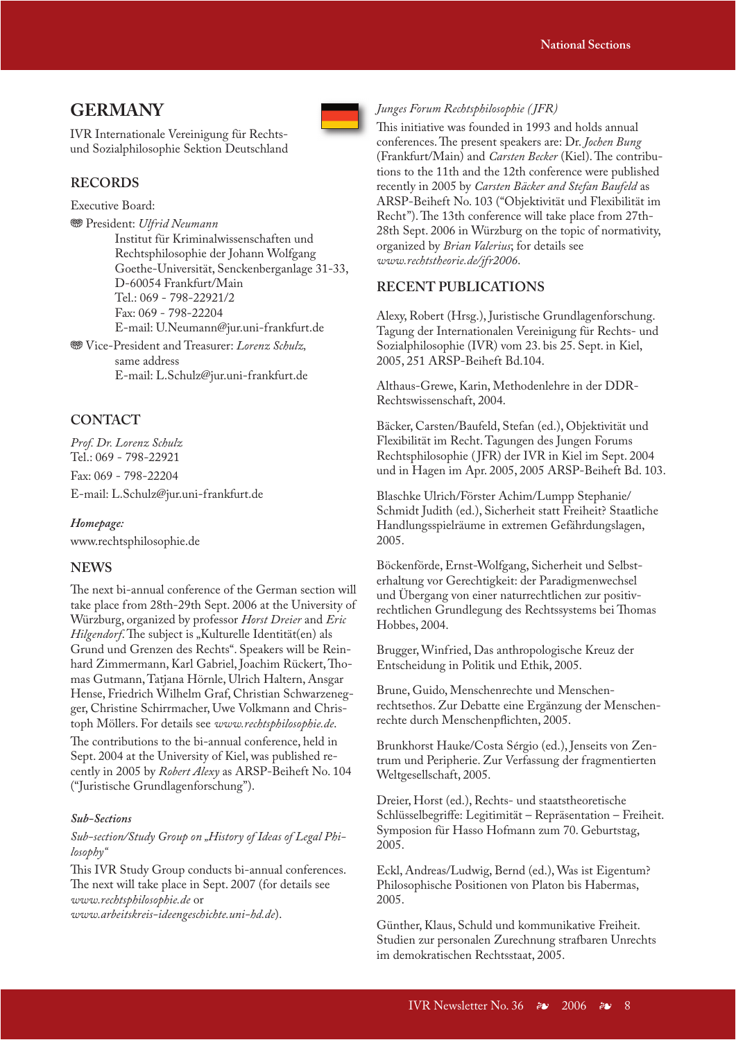# GERMANY

IVR Internationale Vereinigung für Rechts- und Sozialphilosophie Sektion Deutschland

## RECORDS

Executive Board:

- President: *Ulfrid Neumann*
  Institut für Kriminalwissenschaften und Rechtsphilosophie der Johann Wolfgang Goethe-Universität, Senckenberganlage 31-33, D-60054 Frankfurt/Main
  Tel.: 069 - 798-22921/2
  Fax: 069 - 798-22204
  E-mail: U.Neumann@jur.uni-frankfurt.de
- Vice-President and Treasurer: *Lorenz Schulz,*
  same address
  E-mail: L.Schulz@jur.uni-frankfurt.de

## CONTACT

*Prof. Dr. Lorenz Schulz*
Tel.: 069 - 798-22921
Fax: 069 - 798-22204
E-mail: L.Schulz@jur.uni-frankfurt.de

***Homepage:***
www.rechtsphilosophie.de

## NEWS

The next bi-annual conference of the German section will take place from 28th-29th Sept. 2006 at the University of Würzburg, organized by professor *Horst Dreier* and *Eric Hilgendorf*. The subject is „Kulturelle Identität(en) als Grund und Grenzen des Rechts". Speakers will be Reinhard Zimmermann, Karl Gabriel, Joachim Rückert, Thomas Gutmann, Tatjana Hörnle, Ulrich Haltern, Ansgar Hense, Friedrich Wilhelm Graf, Christian Schwarzenegger, Christine Schirrmacher, Uwe Volkmann and Christoph Möllers. For details see *www.rechtsphilosophie.de*.

The contributions to the bi-annual conference, held in Sept. 2004 at the University of Kiel, was published recently in 2005 by *Robert Alexy* as ARSP-Beiheft No. 104 ("Juristische Grundlagenforschung").

***Sub-Sections***

*Sub-section/Study Group on „History of Ideas of Legal Philosophy"*

This IVR Study Group conducts bi-annual conferences. The next will take place in Sept. 2007 (for details see *www.rechtsphilosophie.de* or *www.arbeitskreis-ideengeschichte.uni-hd.de*).

*Junges Forum Rechtsphilosophie (JFR)*

This initiative was founded in 1993 and holds annual conferences. The present speakers are: Dr. *Jochen Bung* (Frankfurt/Main) and *Carsten Becker* (Kiel). The contributions to the 11th and the 12th conference were published recently in 2005 by *Carsten Bäcker and Stefan Baufeld* as ARSP-Beiheft No. 103 ("Objektivität und Flexibilität im Recht"). The 13th conference will take place from 27th-28th Sept. 2006 in Würzburg on the topic of normativity, organized by *Brian Valerius*; for details see *www.rechtstheorie.de/jfr2006*.

## RECENT PUBLICATIONS

Alexy, Robert (Hrsg.), Juristische Grundlagenforschung. Tagung der Internationalen Vereinigung für Rechts- und Sozialphilosophie (IVR) vom 23. bis 25. Sept. in Kiel, 2005, 251 ARSP-Beiheft Bd.104.

Althaus-Grewe, Karin, Methodenlehre in der DDR-Rechtswissenschaft, 2004.

Bäcker, Carsten/Baufeld, Stefan (ed.), Objektivität und Flexibilität im Recht. Tagungen des Jungen Forums Rechtsphilosophie (JFR) der IVR in Kiel im Sept. 2004 und in Hagen im Apr. 2005, 2005 ARSP-Beiheft Bd. 103.

Blaschke Ulrich/Förster Achim/Lumpp Stephanie/ Schmidt Judith (ed.), Sicherheit statt Freiheit? Staatliche Handlungsspielräume in extremen Gefährdungslagen, 2005.

Böckenförde, Ernst-Wolfgang, Sicherheit und Selbsterhaltung vor Gerechtigkeit: der Paradigmenwechsel und Übergang von einer naturrechtlichen zur positivrechtlichen Grundlegung des Rechtssystems bei Thomas Hobbes, 2004.

Brugger, Winfried, Das anthropologische Kreuz der Entscheidung in Politik und Ethik, 2005.

Brune, Guido, Menschenrechte und Menschenrechtsethos. Zur Debatte eine Ergänzung der Menschenrechte durch Menschenpflichten, 2005.

Brunkhorst Hauke/Costa Sérgio (ed.), Jenseits von Zentrum und Peripherie. Zur Verfassung der fragmentierten Weltgesellschaft, 2005.

Dreier, Horst (ed.), Rechts- und staatstheoretische Schlüsselbegriffe: Legitimität – Repräsentation – Freiheit. Symposion für Hasso Hofmann zum 70. Geburtstag, 2005.

Eckl, Andreas/Ludwig, Bernd (ed.), Was ist Eigentum? Philosophische Positionen von Platon bis Habermas, 2005.

Günther, Klaus, Schuld und kommunikative Freiheit. Studien zur personalen Zurechnung strafbaren Unrechts im demokratischen Rechtsstaat, 2005.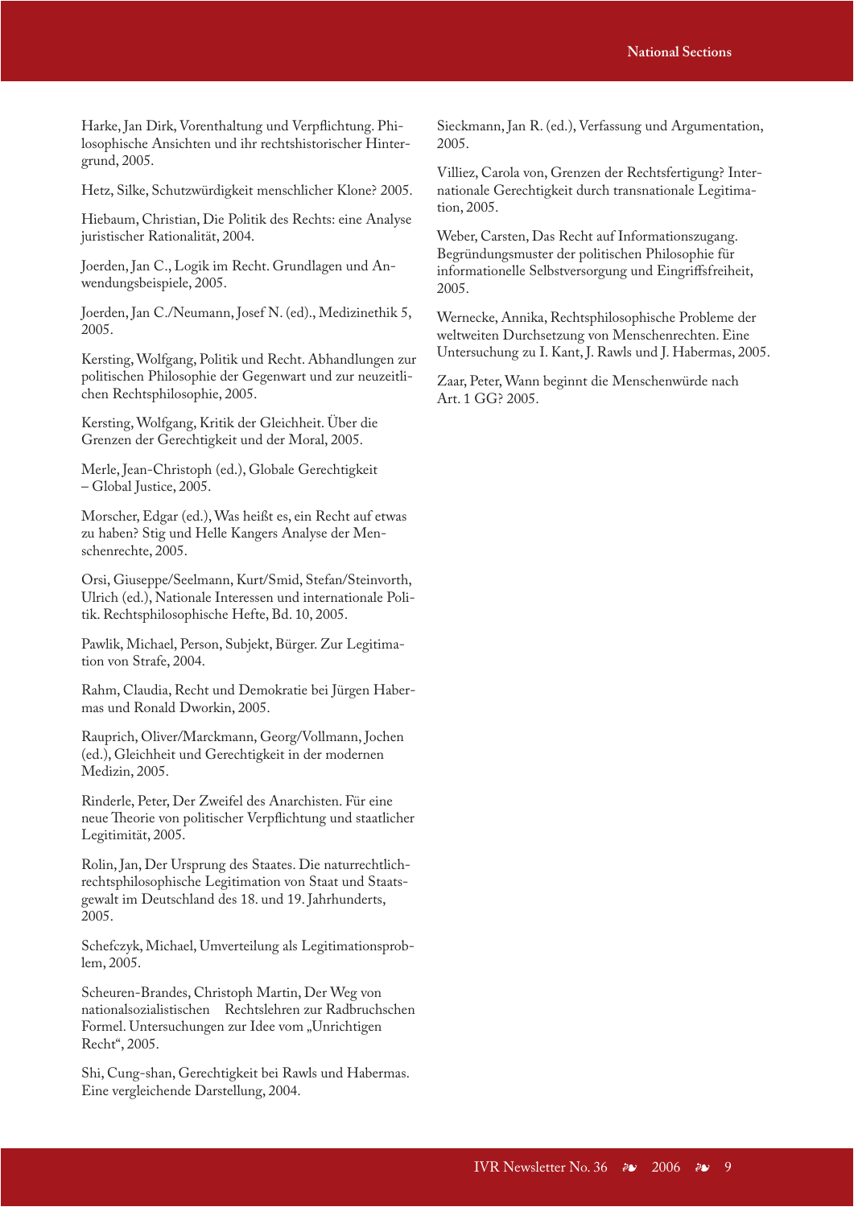Harke, Jan Dirk, Vorenthaltung und Verpflichtung. Philosophische Ansichten und ihr rechtshistorischer Hintergrund, 2005.

Hetz, Silke, Schutzwürdigkeit menschlicher Klone? 2005.

Hiebaum, Christian, Die Politik des Rechts: eine Analyse juristischer Rationalität, 2004.

Joerden, Jan C., Logik im Recht. Grundlagen und Anwendungsbeispiele, 2005.

Joerden, Jan C./Neumann, Josef N. (ed)., Medizinethik 5, 2005.

Kersting, Wolfgang, Politik und Recht. Abhandlungen zur politischen Philosophie der Gegenwart und zur neuzeitlichen Rechtsphilosophie, 2005.

Kersting, Wolfgang, Kritik der Gleichheit. Über die Grenzen der Gerechtigkeit und der Moral, 2005.

Merle, Jean-Christoph (ed.), Globale Gerechtigkeit – Global Justice, 2005.

Morscher, Edgar (ed.), Was heißt es, ein Recht auf etwas zu haben? Stig und Helle Kangers Analyse der Menschenrechte, 2005.

Orsi, Giuseppe/Seelmann, Kurt/Smid, Stefan/Steinvorth, Ulrich (ed.), Nationale Interessen und internationale Politik. Rechtsphilosophische Hefte, Bd. 10, 2005.

Pawlik, Michael, Person, Subjekt, Bürger. Zur Legitimation von Strafe, 2004.

Rahm, Claudia, Recht und Demokratie bei Jürgen Habermas und Ronald Dworkin, 2005.

Rauprich, Oliver/Marckmann, Georg/Vollmann, Jochen (ed.), Gleichheit und Gerechtigkeit in der modernen Medizin, 2005.

Rinderle, Peter, Der Zweifel des Anarchisten. Für eine neue Theorie von politischer Verpflichtung und staatlicher Legitimität, 2005.

Rolin, Jan, Der Ursprung des Staates. Die naturrechtlich-rechtsphilosophische Legitimation von Staat und Staatsgewalt im Deutschland des 18. und 19. Jahrhunderts, 2005.

Schefczyk, Michael, Umverteilung als Legitimationsproblem, 2005.

Scheuren-Brandes, Christoph Martin, Der Weg von nationalsozialistischen Rechtslehren zur Radbruchschen Formel. Untersuchungen zur Idee vom „Unrichtigen Recht", 2005.

Shi, Cung-shan, Gerechtigkeit bei Rawls und Habermas. Eine vergleichende Darstellung, 2004.

Sieckmann, Jan R. (ed.), Verfassung und Argumentation, 2005.

Villiez, Carola von, Grenzen der Rechtsfertigung? Internationale Gerechtigkeit durch transnationale Legitimation, 2005.

Weber, Carsten, Das Recht auf Informationszugang. Begründungsmuster der politischen Philosophie für informationelle Selbstversorgung und Eingriffsfreiheit, 2005.

Wernecke, Annika, Rechtsphilosophische Probleme der weltweiten Durchsetzung von Menschenrechten. Eine Untersuchung zu I. Kant, J. Rawls und J. Habermas, 2005.

Zaar, Peter, Wann beginnt die Menschenwürde nach Art. 1 GG? 2005.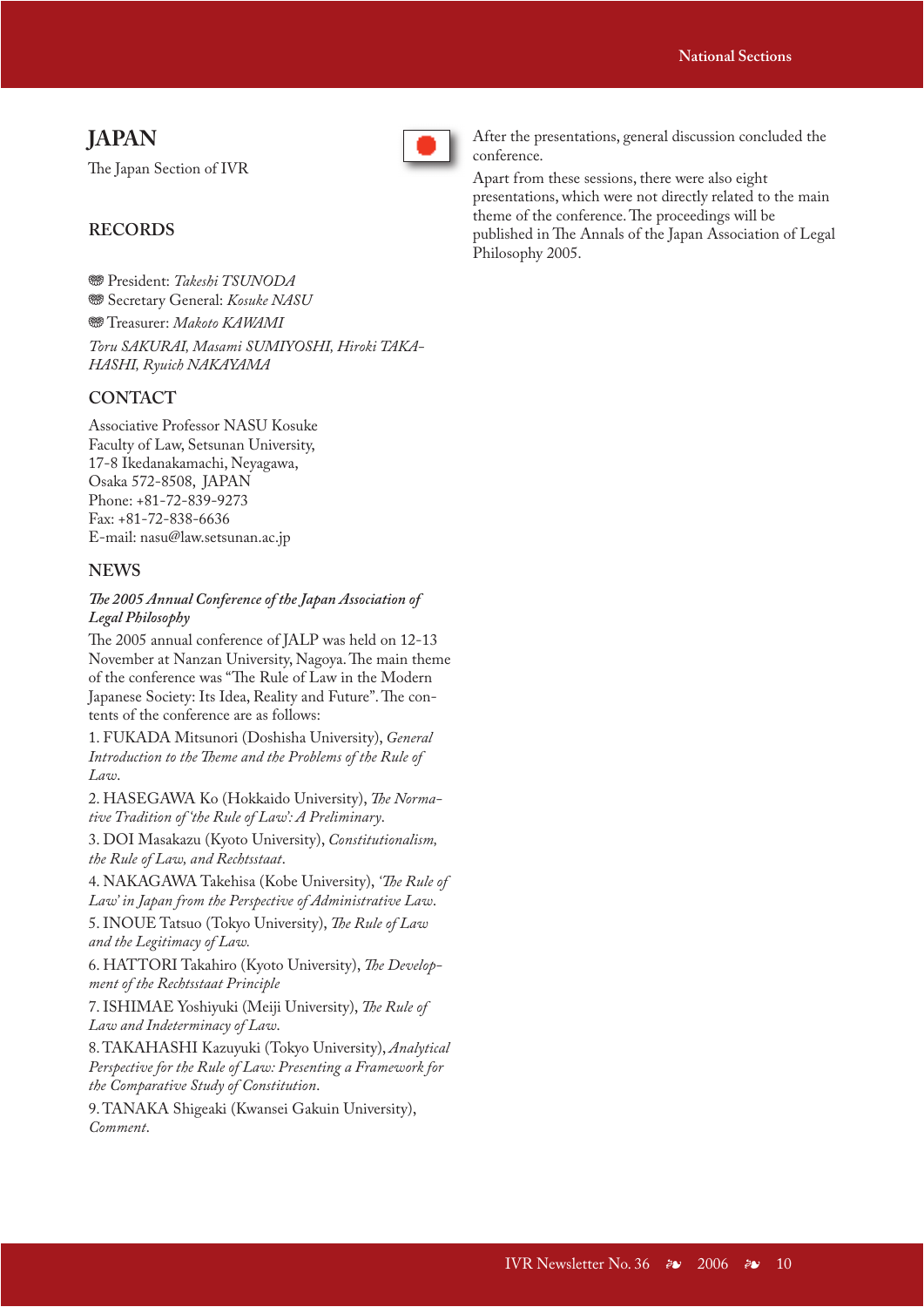# JAPAN

The Japan Section of IVR

## RECORDS

- President: *Takeshi TSUNODA*
- Secretary General: *Kosuke NASU*
- Treasurer: *Makoto KAWAMI*

*Toru SAKURAI, Masami SUMIYOSHI, Hiroki TAKA-HASHI, Ryuich NAKAYAMA*

## CONTACT

Associative Professor NASU Kosuke
Faculty of Law, Setsunan University,
17-8 Ikedanakamachi, Neyagawa,
Osaka 572-8508, JAPAN
Phone: +81-72-839-9273
Fax: +81-72-838-6636
E-mail: nasu@law.setsunan.ac.jp

## NEWS

*The 2005 Annual Conference of the Japan Association of Legal Philosophy*

The 2005 annual conference of JALP was held on 12-13 November at Nanzan University, Nagoya. The main theme of the conference was "The Rule of Law in the Modern Japanese Society: Its Idea, Reality and Future". The contents of the conference are as follows:

1. FUKADA Mitsunori (Doshisha University), *General Introduction to the Theme and the Problems of the Rule of Law*.

2. HASEGAWA Ko (Hokkaido University), *The Normative Tradition of 'the Rule of Law': A Preliminary*.

3. DOI Masakazu (Kyoto University), *Constitutionalism, the Rule of Law, and Rechtsstaat*.

4. NAKAGAWA Takehisa (Kobe University), *'The Rule of Law' in Japan from the Perspective of Administrative Law*.

5. INOUE Tatsuo (Tokyo University), *The Rule of Law and the Legitimacy of Law.*

6. HATTORI Takahiro (Kyoto University), *The Development of the Rechtsstaat Principle*

7. ISHIMAE Yoshiyuki (Meiji University), *The Rule of Law and Indeterminacy of Law*.

8. TAKAHASHI Kazuyuki (Tokyo University), *Analytical Perspective for the Rule of Law: Presenting a Framework for the Comparative Study of Constitution*.

9. TANAKA Shigeaki (Kwansei Gakuin University), *Comment*.

After the presentations, general discussion concluded the conference.

Apart from these sessions, there were also eight presentations, which were not directly related to the main theme of the conference. The proceedings will be published in The Annals of the Japan Association of Legal Philosophy 2005.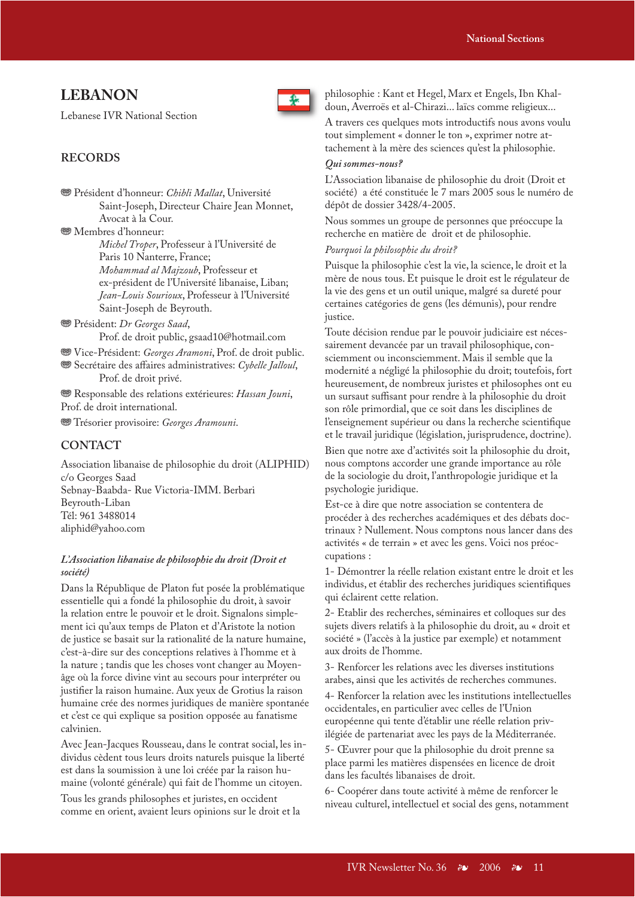# LEBANON

Lebanese IVR National Section

## RECORDS

- Président d'honneur: *Chibli Mallat*, Université Saint-Joseph, Directeur Chaire Jean Monnet, Avocat à la Cour.
- Membres d'honneur:
  *Michel Troper*, Professeur à l'Université de Paris 10 Nanterre, France;
  *Mohammad al Majzoub*, Professeur et ex-président de l'Université libanaise, Liban;
  *Jean-Louis Sourioux*, Professeur à l'Université Saint-Joseph de Beyrouth.
- Président: *Dr Georges Saad*, Prof. de droit public, gsaad10@hotmail.com
- Vice-Président: *Georges Aramoni*, Prof. de droit public.
- Secrétaire des affaires administratives: *Cybelle Jalloul*, Prof. de droit privé.
- Responsable des relations extérieures: *Hassan Jouni*, Prof. de droit international.
- Trésorier provisoire: *Georges Aramouni*.

## CONTACT

Association libanaise de philosophie du droit (ALIPHID)
c/o Georges Saad
Sebnay-Baabda- Rue Victoria-IMM. Berbari
Beyrouth-Liban
Tél: 961 3488014
aliphid@yahoo.com

*L'Association libanaise de philosophie du droit (Droit et société)*

Dans la République de Platon fut posée la problématique essentielle qui a fondé la philosophie du droit, à savoir la relation entre le pouvoir et le droit. Signalons simplement ici qu'aux temps de Platon et d'Aristote la notion de justice se basait sur la rationalité de la nature humaine, c'est-à-dire sur des conceptions relatives à l'homme et à la nature ; tandis que les choses vont changer au Moyen-âge où la force divine vint au secours pour interpréter ou justifier la raison humaine. Aux yeux de Grotius la raison humaine crée des normes juridiques de manière spontanée et c'est ce qui explique sa position opposée au fanatisme calvinien.

Avec Jean-Jacques Rousseau, dans le contrat social, les individus cèdent tous leurs droits naturels puisque la liberté est dans la soumission à une loi créée par la raison humaine (volonté générale) qui fait de l'homme un citoyen.

Tous les grands philosophes et juristes, en occident comme en orient, avaient leurs opinions sur le droit et la philosophie : Kant et Hegel, Marx et Engels, Ibn Khaldoun, Averroës et al-Chirazi... laïcs comme religieux...

A travers ces quelques mots introductifs nous avons voulu tout simplement « donner le ton », exprimer notre attachement à la mère des sciences qu'est la philosophie.

*Qui sommes-nous?*

L'Association libanaise de philosophie du droit (Droit et société) a été constituée le 7 mars 2005 sous le numéro de dépôt de dossier 3428/4-2005.

Nous sommes un groupe de personnes que préoccupe la recherche en matière de droit et de philosophie.

*Pourquoi la philosophie du droit?*

Puisque la philosophie c'est la vie, la science, le droit et la mère de nous tous. Et puisque le droit est le régulateur de la vie des gens et un outil unique, malgré sa dureté pour certaines catégories de gens (les démunis), pour rendre justice.

Toute décision rendue par le pouvoir judiciaire est nécessairement devancée par un travail philosophique, consciemment ou inconsciemment. Mais il semble que la modernité a négligé la philosophie du droit; toutefois, fort heureusement, de nombreux juristes et philosophes ont eu un sursaut suffisant pour rendre à la philosophie du droit son rôle primordial, que ce soit dans les disciplines de l'enseignement supérieur ou dans la recherche scientifique et le travail juridique (législation, jurisprudence, doctrine).

Bien que notre axe d'activités soit la philosophie du droit, nous comptons accorder une grande importance au rôle de la sociologie du droit, l'anthropologie juridique et la psychologie juridique.

Est-ce à dire que notre association se contentera de procéder à des recherches académiques et des débats doctrinaux ? Nullement. Nous comptons nous lancer dans des activités « de terrain » et avec les gens. Voici nos préoccupations :

1- Démontrer la réelle relation existant entre le droit et les individus, et établir des recherches juridiques scientifiques qui éclairent cette relation.

2- Etablir des recherches, séminaires et colloques sur des sujets divers relatifs à la philosophie du droit, au « droit et société » (l'accès à la justice par exemple) et notamment aux droits de l'homme.

3- Renforcer les relations avec les diverses institutions arabes, ainsi que les activités de recherches communes.

4- Renforcer la relation avec les institutions intellectuelles occidentales, en particulier avec celles de l'Union européenne qui tente d'établir une réelle relation privilégiée de partenariat avec les pays de la Méditerranée.

5- Œuvrer pour que la philosophie du droit prenne sa place parmi les matières dispensées en licence de droit dans les facultés libanaises de droit.

6- Coopérer dans toute activité à même de renforcer le niveau culturel, intellectuel et social des gens, notamment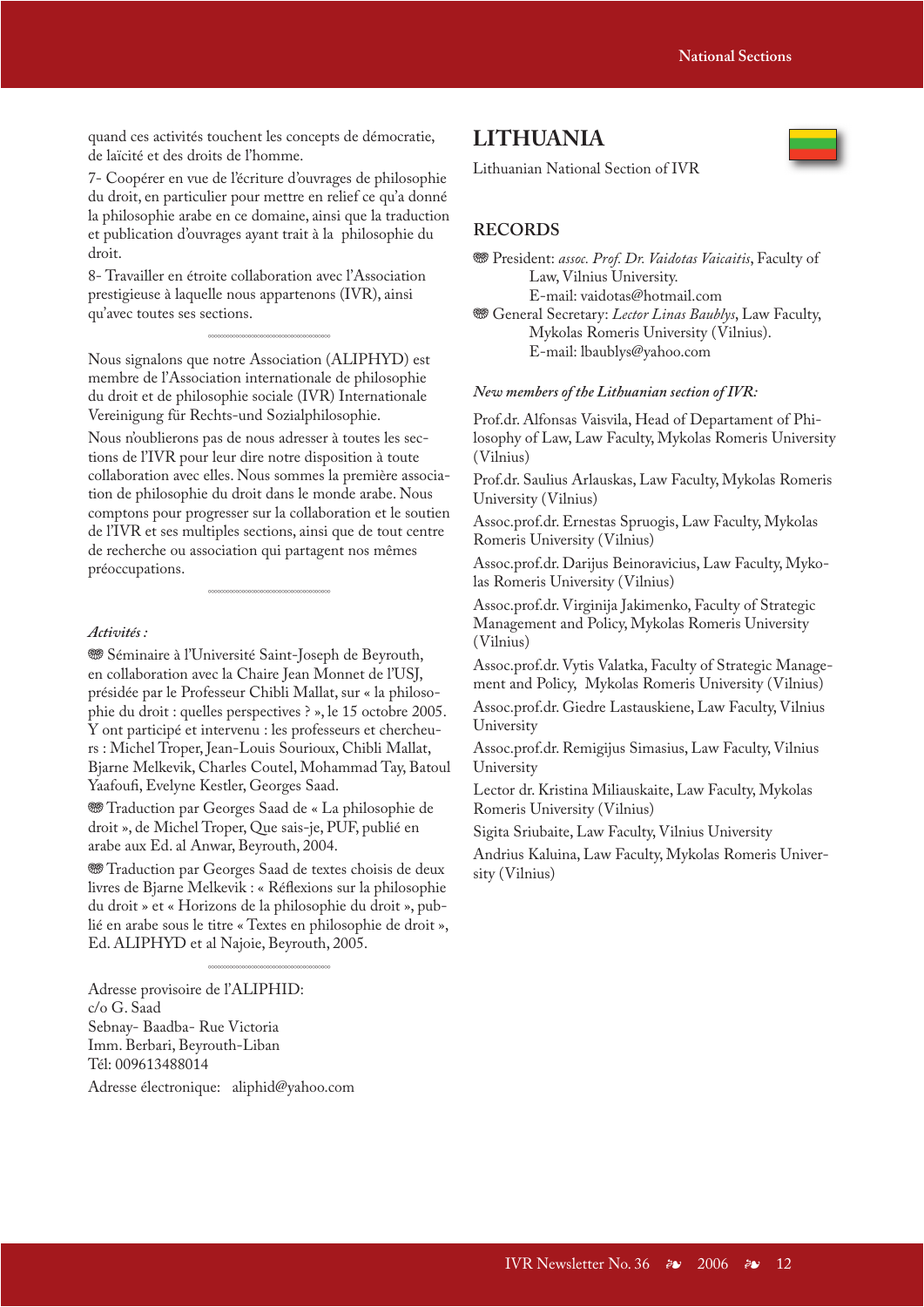quand ces activités touchent les concepts de démocratie, de laïcité et des droits de l'homme.

7- Coopérer en vue de l'écriture d'ouvrages de philosophie du droit, en particulier pour mettre en relief ce qu'a donné la philosophie arabe en ce domaine, ainsi que la traduction et publication d'ouvrages ayant trait à la philosophie du droit.

8- Travailler en étroite collaboration avec l'Association prestigieuse à laquelle nous appartenons (IVR), ainsi qu'avec toutes ses sections.

Nous signalons que notre Association (ALIPHYD) est membre de l'Association internationale de philosophie du droit et de philosophie sociale (IVR) Internationale Vereinigung für Rechts-und Sozialphilosophie.

Nous n'oublierons pas de nous adresser à toutes les sections de l'IVR pour leur dire notre disposition à toute collaboration avec elles. Nous sommes la première association de philosophie du droit dans le monde arabe. Nous comptons pour progresser sur la collaboration et le soutien de l'IVR et ses multiples sections, ainsi que de tout centre de recherche ou association qui partagent nos mêmes préoccupations.

*Activités :*

- Séminaire à l'Université Saint-Joseph de Beyrouth, en collaboration avec la Chaire Jean Monnet de l'USJ, présidée par le Professeur Chibli Mallat, sur « la philosophie du droit : quelles perspectives ? », le 15 octobre 2005. Y ont participé et intervenu : les professeurs et chercheurs : Michel Troper, Jean-Louis Sourioux, Chibli Mallat, Bjarne Melkevik, Charles Coutel, Mohammad Tay, Batoul Yaafoufi, Evelyne Kestler, Georges Saad.
- Traduction par Georges Saad de « La philosophie de droit », de Michel Troper, Que sais-je, PUF, publié en arabe aux Ed. al Anwar, Beyrouth, 2004.
- Traduction par Georges Saad de textes choisis de deux livres de Bjarne Melkevik : « Réflexions sur la philosophie du droit » et « Horizons de la philosophie du droit », publié en arabe sous le titre « Textes en philosophie de droit », Ed. ALIPHYD et al Najoie, Beyrouth, 2005.

Adresse provisoire de l'ALIPHID:
c/o G. Saad
Sebnay- Baadba- Rue Victoria
Imm. Berbari, Beyrouth-Liban
Tél: 009613488014

Adresse électronique: aliphid@yahoo.com

# LITHUANIA

Lithuanian National Section of IVR

## RECORDS

- President: *assoc. Prof. Dr. Vaidotas Vaicaitis*, Faculty of Law, Vilnius University.
  E-mail: vaidotas@hotmail.com
- General Secretary: *Lector Linas Baublys*, Law Faculty, Mykolas Romeris University (Vilnius).
  E-mail: lbaublys@yahoo.com

*New members of the Lithuanian section of IVR:*

Prof.dr. Alfonsas Vaisvila, Head of Departament of Philosophy of Law, Law Faculty, Mykolas Romeris University (Vilnius)

Prof.dr. Saulius Arlauskas, Law Faculty, Mykolas Romeris University (Vilnius)

Assoc.prof.dr. Ernestas Spruogis, Law Faculty, Mykolas Romeris University (Vilnius)

Assoc.prof.dr. Darijus Beinoravicius, Law Faculty, Mykolas Romeris University (Vilnius)

Assoc.prof.dr. Virginija Jakimenko, Faculty of Strategic Management and Policy, Mykolas Romeris University (Vilnius)

Assoc.prof.dr. Vytis Valatka, Faculty of Strategic Management and Policy, Mykolas Romeris University (Vilnius)

Assoc.prof.dr. Giedre Lastauskiene, Law Faculty, Vilnius University

Assoc.prof.dr. Remigijus Simasius, Law Faculty, Vilnius University

Lector dr. Kristina Miliauskaite, Law Faculty, Mykolas Romeris University (Vilnius)

Sigita Sriubaite, Law Faculty, Vilnius University

Andrius Kaluina, Law Faculty, Mykolas Romeris University (Vilnius)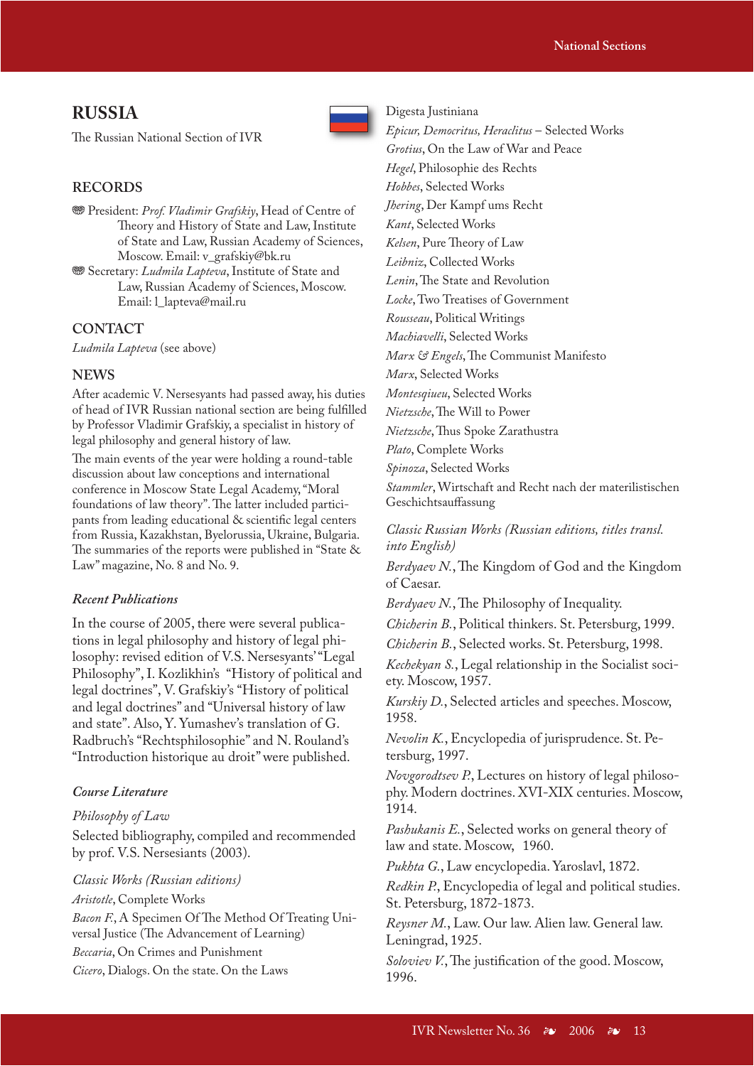# RUSSIA

The Russian National Section of IVR

## RECORDS

- President: *Prof. Vladimir Grafskiy*, Head of Centre of Theory and History of State and Law, Institute of State and Law, Russian Academy of Sciences, Moscow. Email: v_grafskiy@bk.ru
- Secretary: *Ludmila Lapteva*, Institute of State and Law, Russian Academy of Sciences, Moscow. Email: l_lapteva@mail.ru

## CONTACT

*Ludmila Lapteva* (see above)

## NEWS

After academic V. Nersesyants had passed away, his duties of head of IVR Russian national section are being fulfilled by Professor Vladimir Grafskiy, a specialist in history of legal philosophy and general history of law.

The main events of the year were holding a round-table discussion about law conceptions and international conference in Moscow State Legal Academy, "Moral foundations of law theory". The latter included participants from leading educational & scientific legal centers from Russia, Kazakhstan, Byelorussia, Ukraine, Bulgaria. The summaries of the reports were published in "State & Law" magazine, No. 8 and No. 9.

### *Recent Publications*

In the course of 2005, there were several publications in legal philosophy and history of legal philosophy: revised edition of V.S. Nersesyants' "Legal Philosophy", I. Kozlikhin's "History of political and legal doctrines", V. Grafskiy's "History of political and legal doctrines" and "Universal history of law and state". Also, Y. Yumashev's translation of G. Radbruch's "Rechtsphilosophie" and N. Rouland's "Introduction historique au droit" were published.

### *Course Literature*

*Philosophy of Law*

Selected bibliography, compiled and recommended by prof. V.S. Nersesiants (2003).

*Classic Works (Russian editions)*

*Aristotle*, Complete Works

*Bacon F.*, A Specimen Of The Method Of Treating Universal Justice (The Advancement of Learning)

*Beccaria*, On Crimes and Punishment

*Cicero*, Dialogs. On the state. On the Laws

Digesta Justiniana

*Epicur, Democritus, Heraclitus* – Selected Works

*Grotius*, On the Law of War and Peace

*Hegel*, Philosophie des Rechts

*Hobbes*, Selected Works

*Jhering*, Der Kampf ums Recht

*Kant*, Selected Works

*Kelsen*, Pure Theory of Law

*Leibniz*, Collected Works

*Lenin*, The State and Revolution

*Locke*, Two Treatises of Government

*Rousseau*, Political Writings

*Machiavelli*, Selected Works

*Marx & Engels*, The Communist Manifesto

*Marx*, Selected Works

*Montesqiueu*, Selected Works

*Nietzsche*, The Will to Power

*Nietzsche*, Thus Spoke Zarathustra

*Plato*, Complete Works

*Spinoza*, Selected Works

*Stammler*, Wirtschaft and Recht nach der materilistischen Geschichtsauffassung

*Classic Russian Works (Russian editions, titles transl. into English)*

*Berdyaev N.*, The Kingdom of God and the Kingdom of Caesar.

*Berdyaev N.*, The Philosophy of Inequality.

*Chicherin B.*, Political thinkers. St. Petersburg, 1999.

*Chicherin B.*, Selected works. St. Petersburg, 1998.

*Kechekyan S.*, Legal relationship in the Socialist society. Moscow, 1957.

*Kurskiy D.*, Selected articles and speeches. Moscow, 1958.

*Nevolin K.*, Encyclopedia of jurisprudence. St. Petersburg, 1997.

*Novgorodtsev P.*, Lectures on history of legal philosophy. Modern doctrines. XVI-XIX centuries. Moscow, 1914.

*Pashukanis E.*, Selected works on general theory of law and state. Moscow, 1960.

*Pukhta G.*, Law encyclopedia. Yaroslavl, 1872.

*Redkin P.*, Encyclopedia of legal and political studies. St. Petersburg, 1872-1873.

*Reysner M.*, Law. Our law. Alien law. General law. Leningrad, 1925.

*Soloviev V.*, The justification of the good. Moscow, 1996.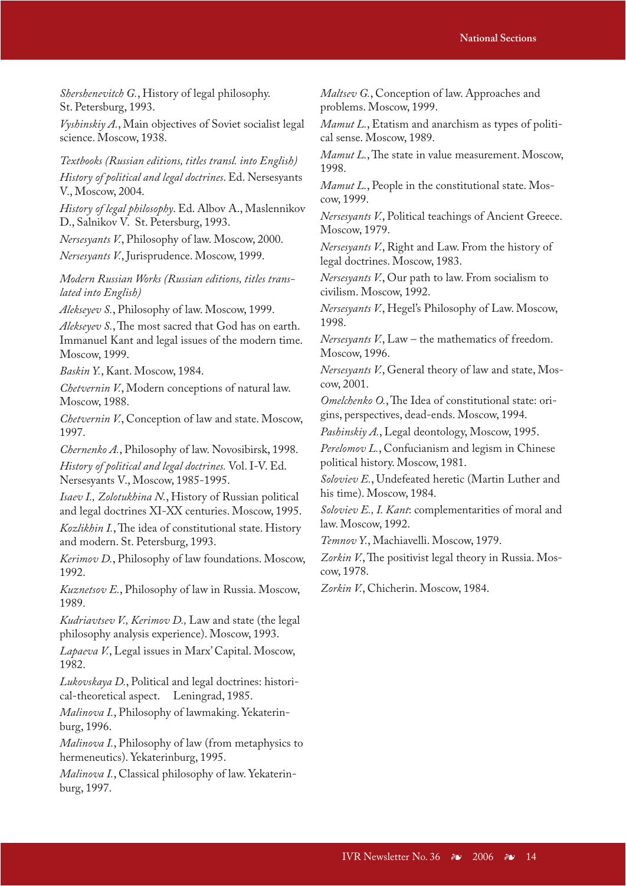*Shershenevitch G.*, History of legal philosophy. St. Petersburg, 1993.

*Vyshinskiy A.*, Main objectives of Soviet socialist legal science. Moscow, 1938.

*Textbooks (Russian editions, titles transl. into English)*

*History of political and legal doctrines*. Ed. Nersesyants V., Moscow, 2004.

*History of legal philosophy*. Ed. Albov A., Maslennikov D., Salnikov V. St. Petersburg, 1993.

*Nersesyants V.*, Philosophy of law. Moscow, 2000.

*Nersesyants V.*, Jurisprudence. Moscow, 1999.

*Modern Russian Works (Russian editions, titles translated into English)*

*Alekseyev S.*, Philosophy of law. Moscow, 1999.

*Alekseyev S.*, The most sacred that God has on earth. Immanuel Kant and legal issues of the modern time. Moscow, 1999.

*Baskin Y.*, Kant. Moscow, 1984.

*Chetvernin V.*, Modern conceptions of natural law. Moscow, 1988.

*Chetvernin V.*, Conception of law and state. Moscow, 1997.

*Chernenko A.*, Philosophy of law. Novosibirsk, 1998.

*History of political and legal doctrines.* Vol. I-V. Ed. Nersesyants V., Moscow, 1985-1995.

*Isaev I., Zolotukhina N.*, History of Russian political and legal doctrines XI-XX centuries. Moscow, 1995.

*Kozlikhin I.*, The idea of constitutional state. History and modern. St. Petersburg, 1993.

*Kerimov D.*, Philosophy of law foundations. Moscow, 1992.

*Kuznetsov E.*, Philosophy of law in Russia. Moscow, 1989.

*Kudriavtsev V., Kerimov D.,* Law and state (the legal philosophy analysis experience). Moscow, 1993.

*Lapaeva V.*, Legal issues in Marx' Capital. Moscow, 1982.

*Lukovskaya D.*, Political and legal doctrines: historical-theoretical aspect. Leningrad, 1985.

*Malinova I.*, Philosophy of lawmaking. Yekaterinburg, 1996.

*Malinova I.*, Philosophy of law (from metaphysics to hermeneutics). Yekaterinburg, 1995.

*Malinova I.*, Classical philosophy of law. Yekaterinburg, 1997.

*Maltsev G.*, Conception of law. Approaches and problems. Moscow, 1999.

*Mamut L.*, Etatism and anarchism as types of political sense. Moscow, 1989.

*Mamut L.*, The state in value measurement. Moscow, 1998.

*Mamut L.*, People in the constitutional state. Moscow, 1999.

*Nersesyants V.*, Political teachings of Ancient Greece. Moscow, 1979.

*Nersesyants V.*, Right and Law. From the history of legal doctrines. Moscow, 1983.

*Nersesyants V.*, Our path to law. From socialism to civilism. Moscow, 1992.

*Nersesyants V.*, Hegel's Philosophy of Law. Moscow, 1998.

*Nersesyants V.*, Law – the mathematics of freedom. Moscow, 1996.

*Nersesyants V.*, General theory of law and state, Moscow, 2001.

*Omelchenko O.*, The Idea of constitutional state: origins, perspectives, dead-ends. Moscow, 1994.

*Pashinskiy A.*, Legal deontology, Moscow, 1995.

*Perelomov L.*, Confucianism and legism in Chinese political history. Moscow, 1981.

*Soloviev E.*, Undefeated heretic (Martin Luther and his time). Moscow, 1984.

*Soloviev E., I. Kant*: complementarities of moral and law. Moscow, 1992.

*Temnov Y.*, Machiavelli. Moscow, 1979.

*Zorkin V.*, The positivist legal theory in Russia. Moscow, 1978.

*Zorkin V.*, Chicherin. Moscow, 1984.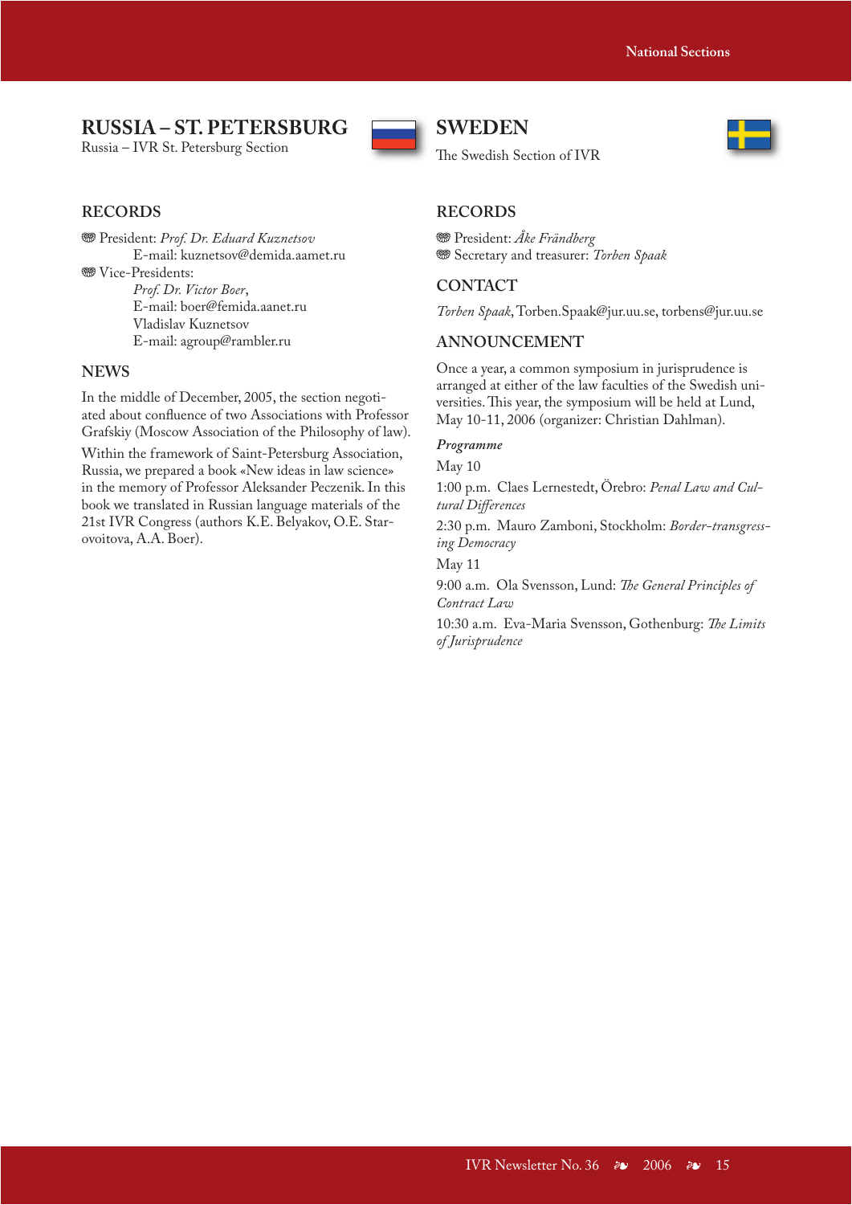## RUSSIA – ST. PETERSBURG

Russia – IVR St. Petersburg Section

### RECORDS

- President: *Prof. Dr. Eduard Kuznetsov*
  E-mail: kuznetsov@demida.aamet.ru
- Vice-Presidents:
  *Prof. Dr. Victor Boer*,
  E-mail: boer@femida.aanet.ru
  Vladislav Kuznetsov
  E-mail: agroup@rambler.ru

### NEWS

In the middle of December, 2005, the section negotiated about confluence of two Associations with Professor Grafskiy (Moscow Association of the Philosophy of law).

Within the framework of Saint-Petersburg Association, Russia, we prepared a book «New ideas in law science» in the memory of Professor Aleksander Peczenik. In this book we translated in Russian language materials of the 21st IVR Congress (authors K.E. Belyakov, O.E. Staroivoitova, A.A. Boer).

## SWEDEN

The Swedish Section of IVR

### RECORDS

- President: *Åke Frändberg*
- Secretary and treasurer: *Torben Spaak*

### CONTACT

*Torben Spaak*, Torben.Spaak@jur.uu.se, torbens@jur.uu.se

### ANNOUNCEMENT

Once a year, a common symposium in jurisprudence is arranged at either of the law faculties of the Swedish universities. This year, the symposium will be held at Lund, May 10-11, 2006 (organizer: Christian Dahlman).

***Programme***

May 10

1:00 p.m. Claes Lernestedt, Örebro: *Penal Law and Cultural Differences*

2:30 p.m. Mauro Zamboni, Stockholm: *Border-transgressing Democracy*

May 11

9:00 a.m. Ola Svensson, Lund: *The General Principles of Contract Law*

10:30 a.m. Eva-Maria Svensson, Gothenburg: *The Limits of Jurisprudence*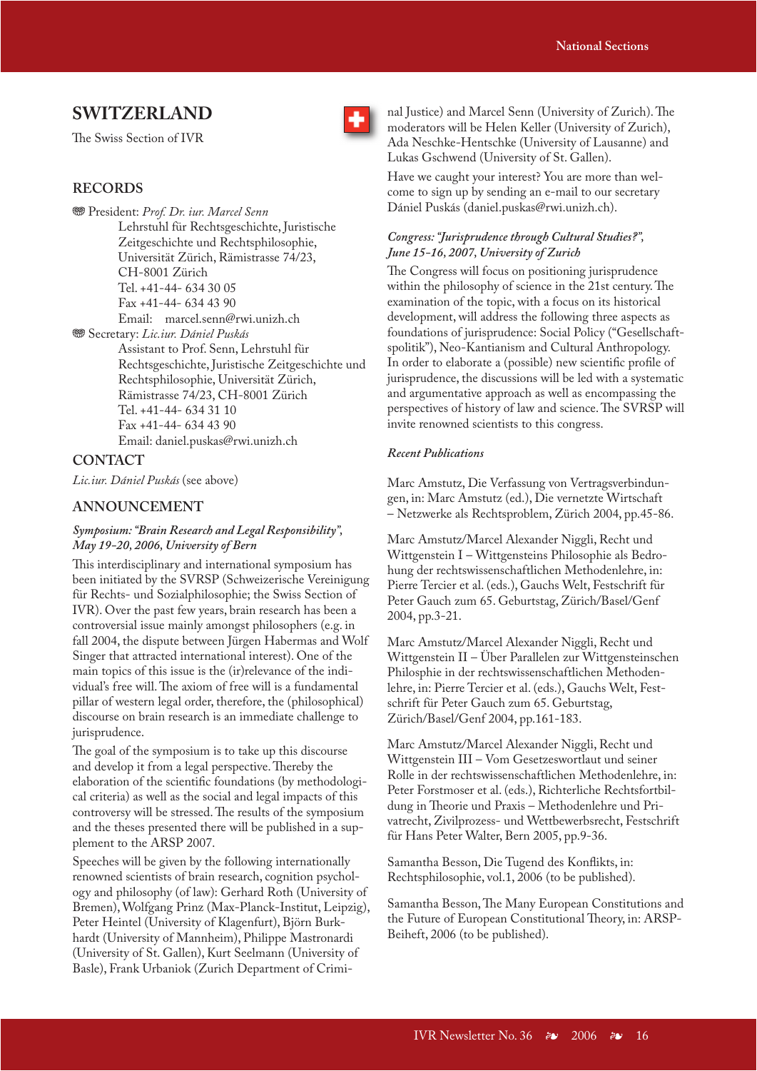# SWITZERLAND

The Swiss Section of IVR

## RECORDS

President: *Prof. Dr. iur. Marcel Senn*
Lehrstuhl für Rechtsgeschichte, Juristische Zeitgeschichte und Rechtsphilosophie, Universität Zürich, Rämistrasse 74/23, CH-8001 Zürich
Tel. +41-44- 634 30 05
Fax +41-44- 634 43 90
Email: marcel.senn@rwi.unizh.ch

Secretary: *Lic.iur. Dániel Puskás*
Assistant to Prof. Senn, Lehrstuhl für Rechtsgeschichte, Juristische Zeitgeschichte und Rechtsphilosophie, Universität Zürich, Rämistrasse 74/23, CH-8001 Zürich
Tel. +41-44- 634 31 10
Fax +41-44- 634 43 90
Email: daniel.puskas@rwi.unizh.ch

## CONTACT

*Lic.iur. Dániel Puskás* (see above)

## ANNOUNCEMENT

*Symposium: "Brain Research and Legal Responsibility", May 19-20, 2006, University of Bern*

This interdisciplinary and international symposium has been initiated by the SVRSP (Schweizerische Vereinigung für Rechts- und Sozialphilosophie; the Swiss Section of IVR). Over the past few years, brain research has been a controversial issue mainly amongst philosophers (e.g. in fall 2004, the dispute between Jürgen Habermas and Wolf Singer that attracted international interest). One of the main topics of this issue is the (ir)relevance of the individual's free will. The axiom of free will is a fundamental pillar of western legal order, therefore, the (philosophical) discourse on brain research is an immediate challenge to jurisprudence.

The goal of the symposium is to take up this discourse and develop it from a legal perspective. Thereby the elaboration of the scientific foundations (by methodological criteria) as well as the social and legal impacts of this controversy will be stressed. The results of the symposium and the theses presented there will be published in a supplement to the ARSP 2007.

Speeches will be given by the following internationally renowned scientists of brain research, cognition psychology and philosophy (of law): Gerhard Roth (University of Bremen), Wolfgang Prinz (Max-Planck-Institut, Leipzig), Peter Heintel (University of Klagenfurt), Björn Burkhardt (University of Mannheim), Philippe Mastronardi (University of St. Gallen), Kurt Seelmann (University of Basle), Frank Urbaniok (Zurich Department of Criminal Justice) and Marcel Senn (University of Zurich). The moderators will be Helen Keller (University of Zurich), Ada Neschke-Hentschke (University of Lausanne) and Lukas Gschwend (University of St. Gallen).

Have we caught your interest? You are more than welcome to sign up by sending an e-mail to our secretary Dániel Puskás (daniel.puskas@rwi.unizh.ch).

*Congress: "Jurisprudence through Cultural Studies?", June 15-16, 2007, University of Zurich*

The Congress will focus on positioning jurisprudence within the philosophy of science in the 21st century. The examination of the topic, with a focus on its historical development, will address the following three aspects as foundations of jurisprudence: Social Policy ("Gesellschaftspolitik"), Neo-Kantianism and Cultural Anthropology. In order to elaborate a (possible) new scientific profile of jurisprudence, the discussions will be led with a systematic and argumentative approach as well as encompassing the perspectives of history of law and science. The SVRSP will invite renowned scientists to this congress.

*Recent Publications*

Marc Amstutz, Die Verfassung von Vertragsverbindungen, in: Marc Amstutz (ed.), Die vernetzte Wirtschaft – Netzwerke als Rechtsproblem, Zürich 2004, pp.45-86.

Marc Amstutz/Marcel Alexander Niggli, Recht und Wittgenstein I – Wittgensteins Philosophie als Bedrohung der rechtswissenschaftlichen Methodenlehre, in: Pierre Tercier et al. (eds.), Gauchs Welt, Festschrift für Peter Gauch zum 65. Geburtstag, Zürich/Basel/Genf 2004, pp.3-21.

Marc Amstutz/Marcel Alexander Niggli, Recht und Wittgenstein II – Über Parallelen zur Wittgensteinschen Philosophie in der rechtswissenschaftlichen Methodenlehre, in: Pierre Tercier et al. (eds.), Gauchs Welt, Festschrift für Peter Gauch zum 65. Geburtstag, Zürich/Basel/Genf 2004, pp.161-183.

Marc Amstutz/Marcel Alexander Niggli, Recht und Wittgenstein III – Vom Gesetzeswortlaut und seiner Rolle in der rechtswissenschaftlichen Methodenlehre, in: Peter Forstmoser et al. (eds.), Richterliche Rechtsfortbildung in Theorie und Praxis – Methodenlehre und Privatrecht, Zivilprozess- und Wettbewerbsrecht, Festschrift für Hans Peter Walter, Bern 2005, pp.9-36.

Samantha Besson, Die Tugend des Konflikts, in: Rechtsphilosophie, vol.1, 2006 (to be published).

Samantha Besson, The Many European Constitutions and the Future of European Constitutional Theory, in: ARSP-Beiheft, 2006 (to be published).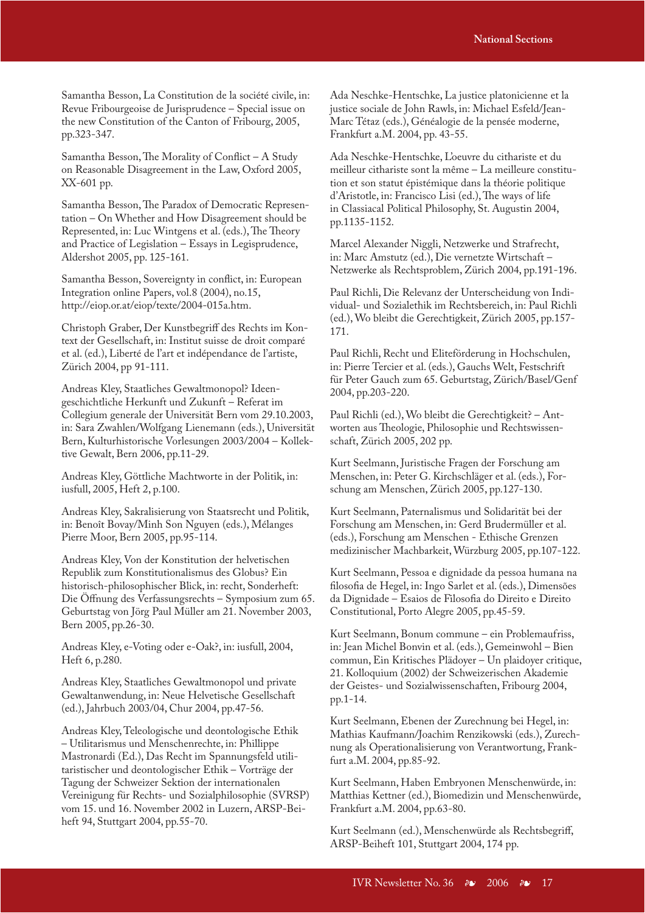Samantha Besson, La Constitution de la société civile, in: Revue Fribourgeoise de Jurisprudence – Special issue on the new Constitution of the Canton of Fribourg, 2005, pp.323-347.

Samantha Besson, The Morality of Conflict – A Study on Reasonable Disagreement in the Law, Oxford 2005, XX-601 pp.

Samantha Besson, The Paradox of Democratic Representation – On Whether and How Disagreement should be Represented, in: Luc Wintgens et al. (eds.), The Theory and Practice of Legislation – Essays in Legisprudence, Aldershot 2005, pp. 125-161.

Samantha Besson, Sovereignty in conflict, in: European Integration online Papers, vol.8 (2004), no.15, http://eiop.or.at/eiop/texte/2004-015a.htm.

Christoph Graber, Der Kunstbegriff des Rechts im Kontext der Gesellschaft, in: Institut suisse de droit comparé et al. (ed.), Liberté de l'art et indépendance de l'artiste, Zürich 2004, pp 91-111.

Andreas Kley, Staatliches Gewaltmonopol? Ideengeschichtliche Herkunft und Zukunft – Referat im Collegium generale der Universität Bern vom 29.10.2003, in: Sara Zwahlen/Wolfgang Lienemann (eds.), Universität Bern, Kulturhistorische Vorlesungen 2003/2004 – Kollektive Gewalt, Bern 2006, pp.11-29.

Andreas Kley, Göttliche Machtworte in der Politik, in: iusfull, 2005, Heft 2, p.100.

Andreas Kley, Sakralisierung von Staatsrecht und Politik, in: Benoît Bovay/Minh Son Nguyen (eds.), Mélanges Pierre Moor, Bern 2005, pp.95-114.

Andreas Kley, Von der Konstitution der helvetischen Republik zum Konstitutionalismus des Globus? Ein historisch-philosophischer Blick, in: recht, Sonderheft: Die Öffnung des Verfassungsrechts – Symposium zum 65. Geburtstag von Jörg Paul Müller am 21. November 2003, Bern 2005, pp.26-30.

Andreas Kley, e-Voting oder e-Oak?, in: iusfull, 2004, Heft 6, p.280.

Andreas Kley, Staatliches Gewaltmonopol und private Gewaltanwendung, in: Neue Helvetische Gesellschaft (ed.), Jahrbuch 2003/04, Chur 2004, pp.47-56.

Andreas Kley, Teleologische und deontologische Ethik – Utilitarismus und Menschenrechte, in: Phillippe Mastronardi (Ed.), Das Recht im Spannungsfeld utilitaristischer und deontologischer Ethik – Vorträge der Tagung der Schweizer Sektion der internationalen Vereinigung für Rechts- und Sozialphilosophie (SVRSP) vom 15. und 16. November 2002 in Luzern, ARSP-Beiheft 94, Stuttgart 2004, pp.55-70.

Ada Neschke-Hentschke, La justice platonicienne et la justice sociale de John Rawls, in: Michael Esfeld/Jean-Marc Tétaz (eds.), Généalogie de la pensée moderne, Frankfurt a.M. 2004, pp. 43-55.

Ada Neschke-Hentschke, L'oeuvre du cithariste et du meilleur cithariste sont la même – La meilleure constitution et son statut épistémique dans la théorie politique d'Aristotle, in: Francisco Lisi (ed.), The ways of life in Classiacal Political Philosophy, St. Augustin 2004, pp.1135-1152.

Marcel Alexander Niggli, Netzwerke und Strafrecht, in: Marc Amstutz (ed.), Die vernetzte Wirtschaft – Netzwerke als Rechtsproblem, Zürich 2004, pp.191-196.

Paul Richli, Die Relevanz der Unterscheidung von Individual- und Sozialethik im Rechtsbereich, in: Paul Richli (ed.), Wo bleibt die Gerechtigkeit, Zürich 2005, pp.157-171.

Paul Richli, Recht und Eliteförderung in Hochschulen, in: Pierre Tercier et al. (eds.), Gauchs Welt, Festschrift für Peter Gauch zum 65. Geburtstag, Zürich/Basel/Genf 2004, pp.203-220.

Paul Richli (ed.), Wo bleibt die Gerechtigkeit? – Antworten aus Theologie, Philosophie und Rechtswissenschaft, Zürich 2005, 202 pp.

Kurt Seelmann, Juristische Fragen der Forschung am Menschen, in: Peter G. Kirchschläger et al. (eds.), Forschung am Menschen, Zürich 2005, pp.127-130.

Kurt Seelmann, Paternalismus und Solidarität bei der Forschung am Menschen, in: Gerd Brudermüller et al. (eds.), Forschung am Menschen - Ethische Grenzen medizinischer Machbarkeit, Würzburg 2005, pp.107-122.

Kurt Seelmann, Pessoa e dignidade da pessoa humana na filosofia de Hegel, in: Ingo Sarlet et al. (eds.), Dimensões da Dignidade – Esaios de Filosofia do Direito e Direito Constitutional, Porto Alegre 2005, pp.45-59.

Kurt Seelmann, Bonum commune – ein Problemaufriss, in: Jean Michel Bonvin et al. (eds.), Gemeinwohl – Bien commun, Ein Kritisches Plädoyer – Un plaidoyer critique, 21. Kolloquium (2002) der Schweizerischen Akademie der Geistes- und Sozialwissenschaften, Fribourg 2004, pp.1-14.

Kurt Seelmann, Ebenen der Zurechnung bei Hegel, in: Mathias Kaufmann/Joachim Renzikowski (eds.), Zurechnung als Operationalisierung von Verantwortung, Frankfurt a.M. 2004, pp.85-92.

Kurt Seelmann, Haben Embryonen Menschenwürde, in: Matthias Kettner (ed.), Biomedizin und Menschenwürde, Frankfurt a.M. 2004, pp.63-80.

Kurt Seelmann (ed.), Menschenwürde als Rechtsbegriff, ARSP-Beiheft 101, Stuttgart 2004, 174 pp.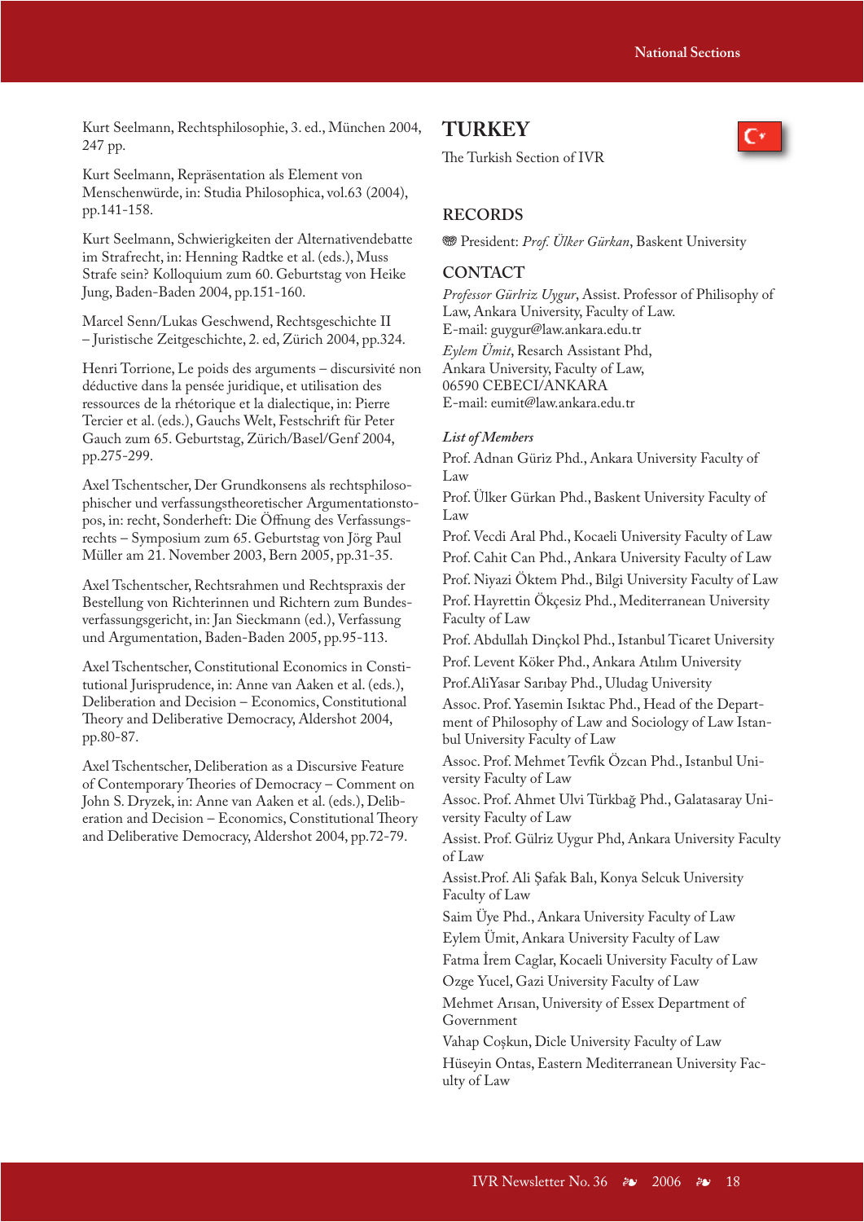Kurt Seelmann, Rechtsphilosophie, 3. ed., München 2004, 247 pp.

Kurt Seelmann, Repräsentation als Element von Menschenwürde, in: Studia Philosophica, vol.63 (2004), pp.141-158.

Kurt Seelmann, Schwierigkeiten der Alternativendebatte im Strafrecht, in: Henning Radtke et al. (eds.), Muss Strafe sein? Kolloquium zum 60. Geburtstag von Heike Jung, Baden-Baden 2004, pp.151-160.

Marcel Senn/Lukas Geschwend, Rechtsgeschichte II – Juristische Zeitgeschichte, 2. ed, Zürich 2004, pp.324.

Henri Torrione, Le poids des arguments – discursivité non déductive dans la pensée juridique, et utilisation des ressources de la rhétorique et la dialectique, in: Pierre Tercier et al. (eds.), Gauchs Welt, Festschrift für Peter Gauch zum 65. Geburtstag, Zürich/Basel/Genf 2004, pp.275-299.

Axel Tschentscher, Der Grundkonsens als rechtsphilosophischer und verfassungstheoretischer Argumentationstopos, in: recht, Sonderheft: Die Öffnung des Verfassungsrechts – Symposium zum 65. Geburtstag von Jörg Paul Müller am 21. November 2003, Bern 2005, pp.31-35.

Axel Tschentscher, Rechtsrahmen und Rechtspraxis der Bestellung von Richterinnen und Richtern zum Bundesverfassungsgericht, in: Jan Sieckmann (ed.), Verfassung und Argumentation, Baden-Baden 2005, pp.95-113.

Axel Tschentscher, Constitutional Economics in Constitutional Jurisprudence, in: Anne van Aaken et al. (eds.), Deliberation and Decision – Economics, Constitutional Theory and Deliberative Democracy, Aldershot 2004, pp.80-87.

Axel Tschentscher, Deliberation as a Discursive Feature of Contemporary Theories of Democracy – Comment on John S. Dryzek, in: Anne van Aaken et al. (eds.), Deliberation and Decision – Economics, Constitutional Theory and Deliberative Democracy, Aldershot 2004, pp.72-79.

# TURKEY

The Turkish Section of IVR

## RECORDS

President: *Prof. Ülker Gürkan*, Baskent University

## CONTACT

*Professor Gürlriz Uygur*, Assist. Professor of Philisophy of Law, Ankara University, Faculty of Law.
E-mail: guygur@law.ankara.edu.tr

*Eylem Ümit*, Resarch Assistant Phd,
Ankara University, Faculty of Law,
06590 CEBECI/ANKARA
E-mail: eumit@law.ankara.edu.tr

*List of Members*

Prof. Adnan Güriz Phd., Ankara University Faculty of Law

Prof. Ülker Gürkan Phd., Baskent University Faculty of Law

Prof. Vecdi Aral Phd., Kocaeli University Faculty of Law

Prof. Cahit Can Phd., Ankara University Faculty of Law

Prof. Niyazi Öktem Phd., Bilgi University Faculty of Law

Prof. Hayrettin Ökçesiz Phd., Mediterranean University Faculty of Law

Prof. Abdullah Dinçkol Phd., Istanbul Ticaret University

Prof. Levent Köker Phd., Ankara Atılım University

Prof.AliYasar Sarıbay Phd., Uludag University

Assoc. Prof. Yasemin Isıktac Phd., Head of the Department of Philosophy of Law and Sociology of Law Istanbul University Faculty of Law

Assoc. Prof. Mehmet Tevfik Özcan Phd., Istanbul University Faculty of Law

Assoc. Prof. Ahmet Ulvi Türkbağ Phd., Galatasaray University Faculty of Law

Assist. Prof. Gülriz Uygur Phd, Ankara University Faculty of Law

Assist.Prof. Ali Şafak Balı, Konya Selcuk University Faculty of Law

Saim Üye Phd., Ankara University Faculty of Law

Eylem Ümit, Ankara University Faculty of Law

Fatma İrem Caglar, Kocaeli University Faculty of Law

Ozge Yucel, Gazi University Faculty of Law

Mehmet Arısan, University of Essex Department of Government

Vahap Coşkun, Dicle University Faculty of Law

Hüseyin Ontas, Eastern Mediterranean University Faculty of Law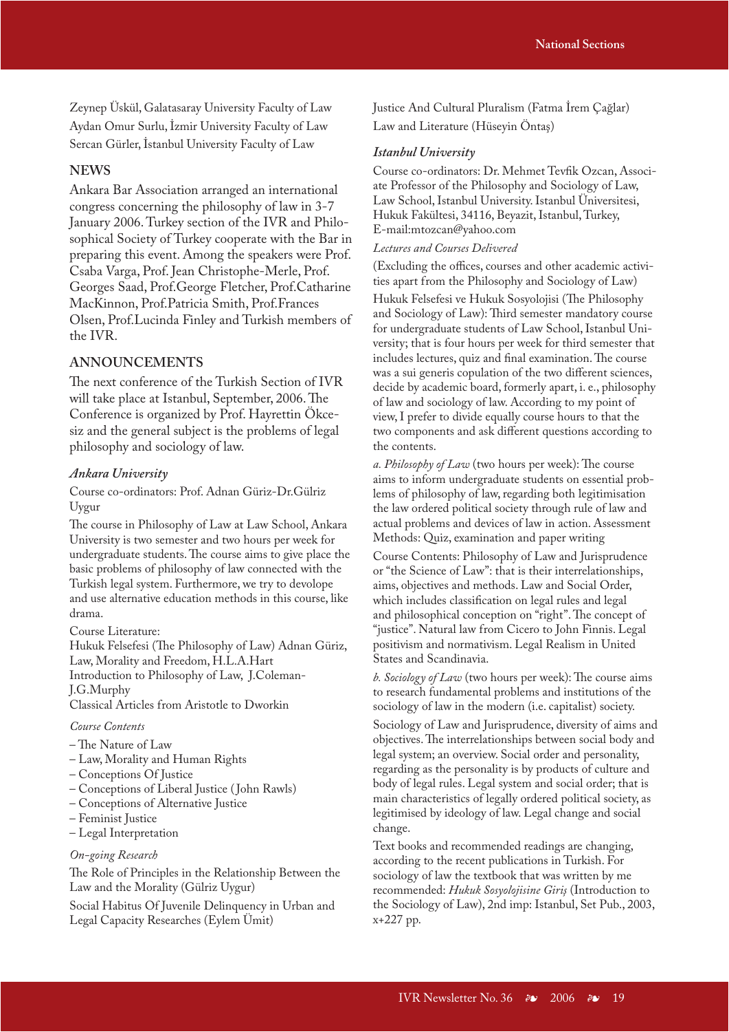Zeynep Üskül, Galatasaray University Faculty of Law
Aydan Omur Surlu, İzmir University Faculty of Law
Sercan Gürler, İstanbul University Faculty of Law

## NEWS

Ankara Bar Association arranged an international congress concerning the philosophy of law in 3-7 January 2006. Turkey section of the IVR and Philosophical Society of Turkey cooperate with the Bar in preparing this event. Among the speakers were Prof. Csaba Varga, Prof. Jean Christophe-Merle, Prof. Georges Saad, Prof.George Fletcher, Prof.Catharine MacKinnon, Prof.Patricia Smith, Prof.Frances Olsen, Prof.Lucinda Finley and Turkish members of the IVR.

## ANNOUNCEMENTS

The next conference of the Turkish Section of IVR will take place at Istanbul, September, 2006. The Conference is organized by Prof. Hayrettin Ökcesiz and the general subject is the problems of legal philosophy and sociology of law.

### *Ankara University*

Course co-ordinators: Prof. Adnan Güriz-Dr.Gülriz Uygur

The course in Philosophy of Law at Law School, Ankara University is two semester and two hours per week for undergraduate students. The course aims to give place the basic problems of philosophy of law connected with the Turkish legal system. Furthermore, we try to devolope and use alternative education methods in this course, like drama.

Course Literature:
Hukuk Felsefesi (The Philosophy of Law) Adnan Güriz,
Law, Morality and Freedom, H.L.A.Hart
Introduction to Philosophy of Law, J.Coleman-J.G.Murphy
Classical Articles from Aristotle to Dworkin

*Course Contents*

- The Nature of Law
- Law, Morality and Human Rights
- Conceptions Of Justice
- Conceptions of Liberal Justice (John Rawls)
- Conceptions of Alternative Justice
- Feminist Justice
- Legal Interpretation

*On-going Research*

The Role of Principles in the Relationship Between the Law and the Morality (Gülriz Uygur)

Social Habitus Of Juvenile Delinquency in Urban and Legal Capacity Researches (Eylem Ümit)

Justice And Cultural Pluralism (Fatma İrem Çağlar)
Law and Literature (Hüseyin Öntaş)

### *Istanbul University*

Course co-ordinators: Dr. Mehmet Tevfik Ozcan, Associate Professor of the Philosophy and Sociology of Law, Law School, Istanbul University. Istanbul Üniversitesi, Hukuk Fakültesi, 34116, Beyazit, Istanbul, Turkey, E-mail:mtozcan@yahoo.com

*Lectures and Courses Delivered*

(Excluding the offices, courses and other academic activities apart from the Philosophy and Sociology of Law)

Hukuk Felsefesi ve Hukuk Sosyolojisi (The Philosophy and Sociology of Law): Third semester mandatory course for undergraduate students of Law School, Istanbul University; that is four hours per week for third semester that includes lectures, quiz and final examination. The course was a sui generis copulation of the two different sciences, decide by academic board, formerly apart, i. e., philosophy of law and sociology of law. According to my point of view, I prefer to divide equally course hours to that the two components and ask different questions according to the contents.

*a. Philosophy of Law* (two hours per week): The course aims to inform undergraduate students on essential problems of philosophy of law, regarding both legitimisation the law ordered political society through rule of law and actual problems and devices of law in action. Assessment Methods: Quiz, examination and paper writing

Course Contents: Philosophy of Law and Jurisprudence or “the Science of Law”: that is their interrelationships, aims, objectives and methods. Law and Social Order, which includes classification on legal rules and legal and philosophical conception on “right”. The concept of “justice”. Natural law from Cicero to John Finnis. Legal positivism and normativism. Legal Realism in United States and Scandinavia.

*b. Sociology of Law* (two hours per week): The course aims to research fundamental problems and institutions of the sociology of law in the modern (i.e. capitalist) society.

Sociology of Law and Jurisprudence, diversity of aims and objectives. The interrelationships between social body and legal system; an overview. Social order and personality, regarding as the personality is by products of culture and body of legal rules. Legal system and social order; that is main characteristics of legally ordered political society, as legitimised by ideology of law. Legal change and social change.

Text books and recommended readings are changing, according to the recent publications in Turkish. For sociology of law the textbook that was written by me recommended: *Hukuk Sosyolojisine Giriş* (Introduction to the Sociology of Law), 2nd imp: Istanbul, Set Pub., 2003, x+227 pp.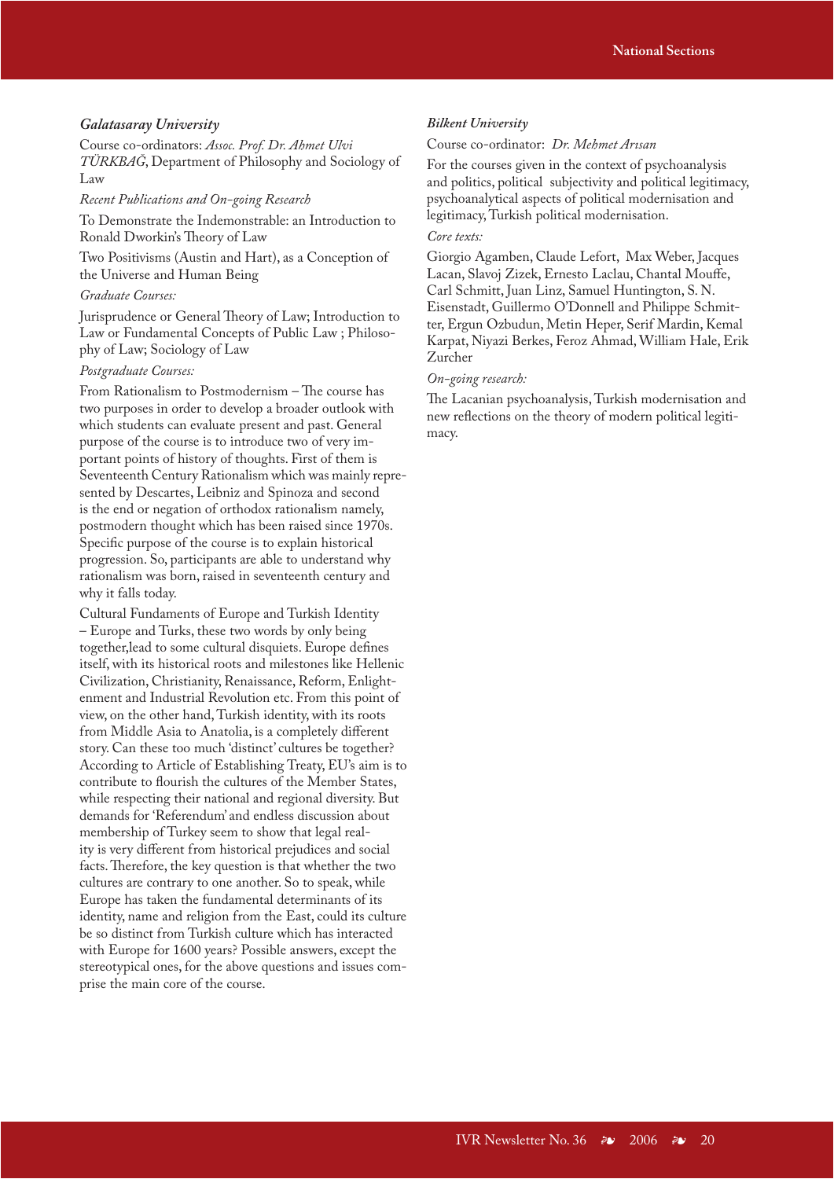### *Galatasaray University*

Course co-ordinators: *Assoc. Prof. Dr. Ahmet Ulvi TÜRKBAĞ*, Department of Philosophy and Sociology of Law

*Recent Publications and On-going Research*

To Demonstrate the Indemonstrable: an Introduction to Ronald Dworkin's Theory of Law

Two Positivisms (Austin and Hart), as a Conception of the Universe and Human Being

*Graduate Courses:*

Jurisprudence or General Theory of Law; Introduction to Law or Fundamental Concepts of Public Law ; Philosophy of Law; Sociology of Law

*Postgraduate Courses:*

From Rationalism to Postmodernism – The course has two purposes in order to develop a broader outlook with which students can evaluate present and past. General purpose of the course is to introduce two of very important points of history of thoughts. First of them is Seventeenth Century Rationalism which was mainly represented by Descartes, Leibniz and Spinoza and second is the end or negation of orthodox rationalism namely, postmodern thought which has been raised since 1970s. Specific purpose of the course is to explain historical progression. So, participants are able to understand why rationalism was born, raised in seventeenth century and why it falls today.

Cultural Fundaments of Europe and Turkish Identity – Europe and Turks, these two words by only being together,lead to some cultural disquiets. Europe defines itself, with its historical roots and milestones like Hellenic Civilization, Christianity, Renaissance, Reform, Enlightenment and Industrial Revolution etc. From this point of view, on the other hand, Turkish identity, with its roots from Middle Asia to Anatolia, is a completely different story. Can these too much 'distinct' cultures be together? According to Article of Establishing Treaty, EU's aim is to contribute to flourish the cultures of the Member States, while respecting their national and regional diversity. But demands for 'Referendum' and endless discussion about membership of Turkey seem to show that legal reality is very different from historical prejudices and social facts. Therefore, the key question is that whether the two cultures are contrary to one another. So to speak, while Europe has taken the fundamental determinants of its identity, name and religion from the East, could its culture be so distinct from Turkish culture which has interacted with Europe for 1600 years? Possible answers, except the stereotypical ones, for the above questions and issues comprise the main core of the course.

### *Bilkent University*

Course co-ordinator: *Dr. Mehmet Arısan*

For the courses given in the context of psychoanalysis and politics, political subjectivity and political legitimacy, psychoanalytical aspects of political modernisation and legitimacy, Turkish political modernisation.

*Core texts:*

Giorgio Agamben, Claude Lefort, Max Weber, Jacques Lacan, Slavoj Zizek, Ernesto Laclau, Chantal Mouffe, Carl Schmitt, Juan Linz, Samuel Huntington, S. N. Eisenstadt, Guillermo O'Donnell and Philippe Schmitter, Ergun Ozbudun, Metin Heper, Serif Mardin, Kemal Karpat, Niyazi Berkes, Feroz Ahmad, William Hale, Erik Zurcher

*On-going research:*

The Lacanian psychoanalysis, Turkish modernisation and new reflections on the theory of modern political legitimacy.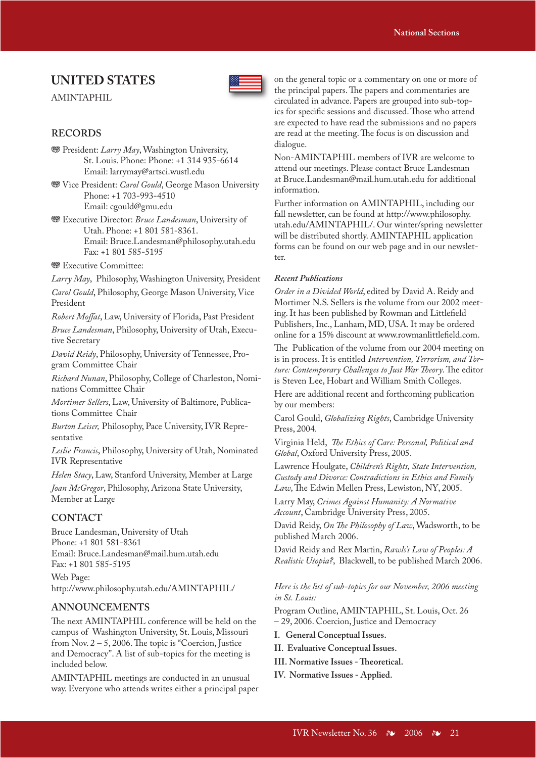# UNITED STATES

AMINTAPHIL

## RECORDS

- President: *Larry May*, Washington University, St. Louis. Phone: Phone: +1 314 935-6614 Email: larrymay@artsci.wustl.edu
- Vice President: *Carol Gould*, George Mason University Phone: +1 703-993-4510 Email: cgould@gmu.edu
- Executive Director: *Bruce Landesman*, University of Utah. Phone: +1 801 581-8361. Email: Bruce.Landesman@philosophy.utah.edu Fax: +1 801 585-5195
- Executive Committee:

*Larry May*, Philosophy, Washington University, President

*Carol Gould*, Philosophy, George Mason University, Vice President

*Robert Moffat*, Law, University of Florida, Past President

*Bruce Landesman*, Philosophy, University of Utah, Executive Secretary

*David Reidy*, Philosophy, University of Tennessee, Program Committee Chair

*Richard Nunan*, Philosophy, College of Charleston, Nominations Committee Chair

*Mortimer Sellers*, Law, University of Baltimore, Publications Committee Chair

*Burton Leiser,* Philosophy, Pace University, IVR Representative

*Leslie Francis*, Philosophy, University of Utah, Nominated IVR Representative

*Helen Stacy*, Law, Stanford University, Member at Large

*Joan McGregor*, Philosophy, Arizona State University, Member at Large

## CONTACT

Bruce Landesman, University of Utah
Phone: +1 801 581-8361
Email: Bruce.Landesman@mail.hum.utah.edu
Fax: +1 801 585-5195

Web Page:
http://www.philosophy.utah.edu/AMINTAPHIL/

## ANNOUNCEMENTS

The next AMINTAPHIL conference will be held on the campus of Washington University, St. Louis, Missouri from Nov. 2 – 5, 2006. The topic is "Coercion, Justice and Democracy". A list of sub-topics for the meeting is included below.

AMINTAPHIL meetings are conducted in an unusual way. Everyone who attends writes either a principal paper on the general topic or a commentary on one or more of the principal papers. The papers and commentaries are circulated in advance. Papers are grouped into sub-topics for specific sessions and discussed. Those who attend are expected to have read the submissions and no papers are read at the meeting. The focus is on discussion and dialogue.

Non-AMINTAPHIL members of IVR are welcome to attend our meetings. Please contact Bruce Landesman at Bruce.Landesman@mail.hum.utah.edu for additional information.

Further information on AMINTAPHIL, including our fall newsletter, can be found at http://www.philosophy.utah.edu/AMINTAPHIL/. Our winter/spring newsletter will be distributed shortly. AMINTAPHIL application forms can be found on our web page and in our newsletter.

### *Recent Publications*

*Order in a Divided World*, edited by David A. Reidy and Mortimer N.S. Sellers is the volume from our 2002 meeting. It has been published by Rowman and Littlefield Publishers, Inc., Lanham, MD, USA. It may be ordered online for a 15% discount at www.rowmanlittlefield.com.

The Publication of the volume from our 2004 meeting on is in process. It is entitled *Intervention, Terrorism, and Torture: Contemporary Challenges to Just War Theory*. The editor is Steven Lee, Hobart and William Smith Colleges.

Here are additional recent and forthcoming publication by our members:

Carol Gould, *Globalizing Rights*, Cambridge University Press, 2004.

Virginia Held, *The Ethics of Care: Personal, Political and Global*, Oxford University Press, 2005.

Lawrence Houlgate, *Children's Rights, State Intervention, Custody and Divorce: Contradictions in Ethics and Family Law*, The Edwin Mellen Press, Lewiston, NY, 2005.

Larry May, *Crimes Against Humanity: A Normative Account*, Cambridge University Press, 2005.

David Reidy, *On The Philosophy of Law*, Wadsworth, to be published March 2006.

David Reidy and Rex Martin, *Rawls's Law of Peoples: A Realistic Utopia?*, Blackwell, to be published March 2006.

*Here is the list of sub-topics for our November, 2006 meeting in St. Louis:*

Program Outline, AMINTAPHIL, St. Louis, Oct. 26 – 29, 2006. Coercion, Justice and Democracy

**I. General Conceptual Issues.**

**II. Evaluative Conceptual Issues.**

**III. Normative Issues - Theoretical.**

**IV. Normative Issues - Applied.**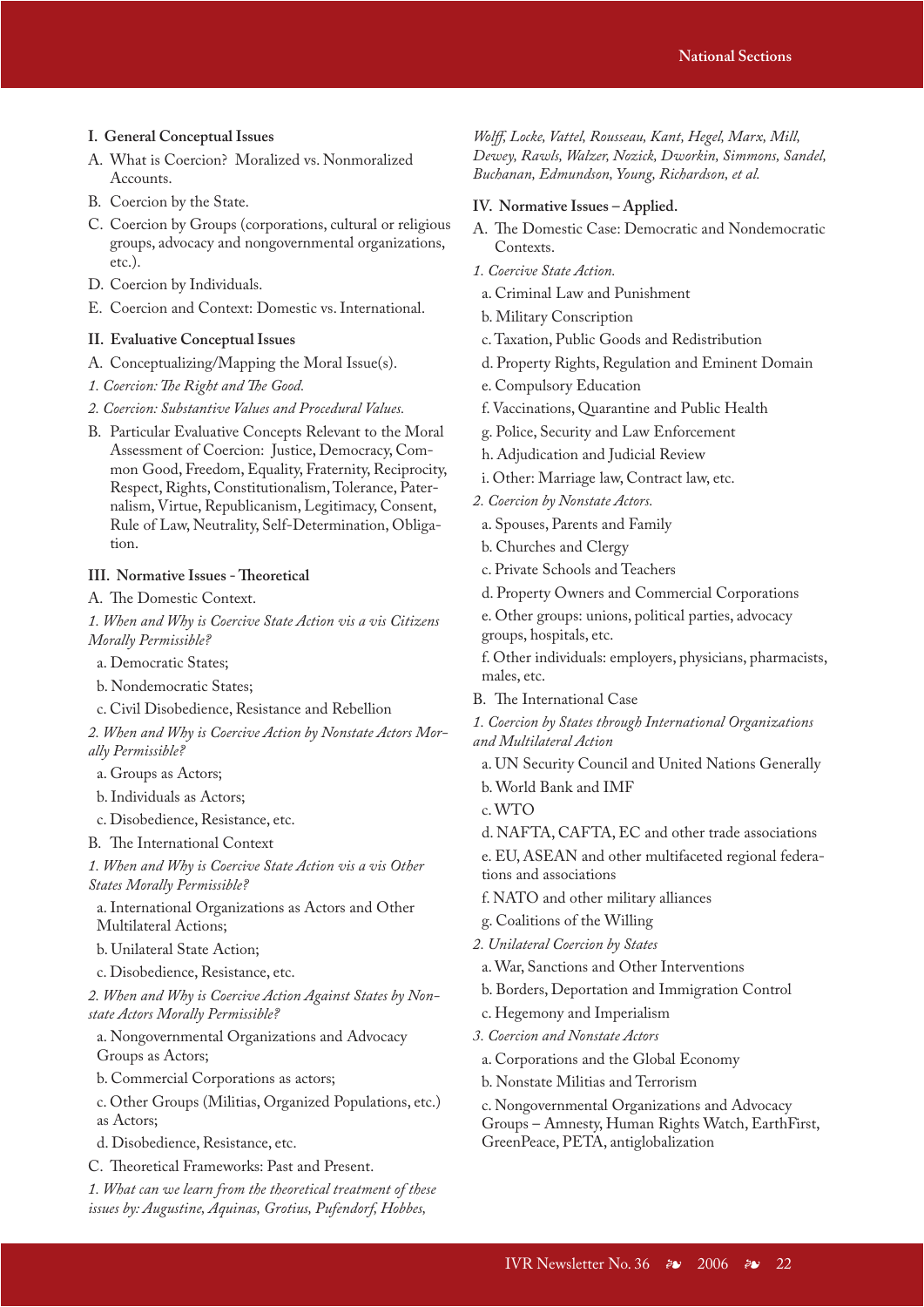**I. General Conceptual Issues**

A. What is Coercion? Moralized vs. Nonmoralized Accounts.

B. Coercion by the State.

C. Coercion by Groups (corporations, cultural or religious groups, advocacy and nongovernmental organizations, etc.).

D. Coercion by Individuals.

E. Coercion and Context: Domestic vs. International.

**II. Evaluative Conceptual Issues**

A. Conceptualizing/Mapping the Moral Issue(s).

*1. Coercion: The Right and The Good.*

*2. Coercion: Substantive Values and Procedural Values.*

B. Particular Evaluative Concepts Relevant to the Moral Assessment of Coercion: Justice, Democracy, Common Good, Freedom, Equality, Fraternity, Reciprocity, Respect, Rights, Constitutionalism, Tolerance, Paternalism, Virtue, Republicanism, Legitimacy, Consent, Rule of Law, Neutrality, Self-Determination, Obligation.

**III. Normative Issues - Theoretical**

A. The Domestic Context.

*1. When and Why is Coercive State Action vis a vis Citizens Morally Permissible?*

a. Democratic States;

b. Nondemocratic States;

c. Civil Disobedience, Resistance and Rebellion

*2. When and Why is Coercive Action by Nonstate Actors Morally Permissible?*

a. Groups as Actors;

b. Individuals as Actors;

c. Disobedience, Resistance, etc.

B. The International Context

*1. When and Why is Coercive State Action vis a vis Other States Morally Permissible?*

a. International Organizations as Actors and Other Multilateral Actions;

b. Unilateral State Action;

c. Disobedience, Resistance, etc.

*2. When and Why is Coercive Action Against States by Nonstate Actors Morally Permissible?*

a. Nongovernmental Organizations and Advocacy Groups as Actors;

b. Commercial Corporations as actors;

c. Other Groups (Militias, Organized Populations, etc.) as Actors;

d. Disobedience, Resistance, etc.

C. Theoretical Frameworks: Past and Present.

*1. What can we learn from the theoretical treatment of these issues by: Augustine, Aquinas, Grotius, Pufendorf, Hobbes, Wolff, Locke, Vattel, Rousseau, Kant, Hegel, Marx, Mill, Dewey, Rawls, Walzer, Nozick, Dworkin, Simmons, Sandel, Buchanan, Edmundson, Young, Richardson, et al.*

**IV. Normative Issues – Applied.**

A. The Domestic Case: Democratic and Nondemocratic Contexts.

*1. Coercive State Action.*

a. Criminal Law and Punishment

b. Military Conscription

c. Taxation, Public Goods and Redistribution

d. Property Rights, Regulation and Eminent Domain

e. Compulsory Education

f. Vaccinations, Quarantine and Public Health

g. Police, Security and Law Enforcement

h. Adjudication and Judicial Review

i. Other: Marriage law, Contract law, etc.

*2. Coercion by Nonstate Actors.*

a. Spouses, Parents and Family

b. Churches and Clergy

c. Private Schools and Teachers

d. Property Owners and Commercial Corporations

e. Other groups: unions, political parties, advocacy groups, hospitals, etc.

f. Other individuals: employers, physicians, pharmacists, males, etc.

B. The International Case

*1. Coercion by States through International Organizations and Multilateral Action*

a. UN Security Council and United Nations Generally

b. World Bank and IMF

c. WTO

d. NAFTA, CAFTA, EC and other trade associations

e. EU, ASEAN and other multifaceted regional federations and associations

f. NATO and other military alliances

g. Coalitions of the Willing

*2. Unilateral Coercion by States*

a. War, Sanctions and Other Interventions

b. Borders, Deportation and Immigration Control

c. Hegemony and Imperialism

*3. Coercion and Nonstate Actors*

a. Corporations and the Global Economy

b. Nonstate Militias and Terrorism

c. Nongovernmental Organizations and Advocacy Groups – Amnesty, Human Rights Watch, EarthFirst, GreenPeace, PETA, antiglobalization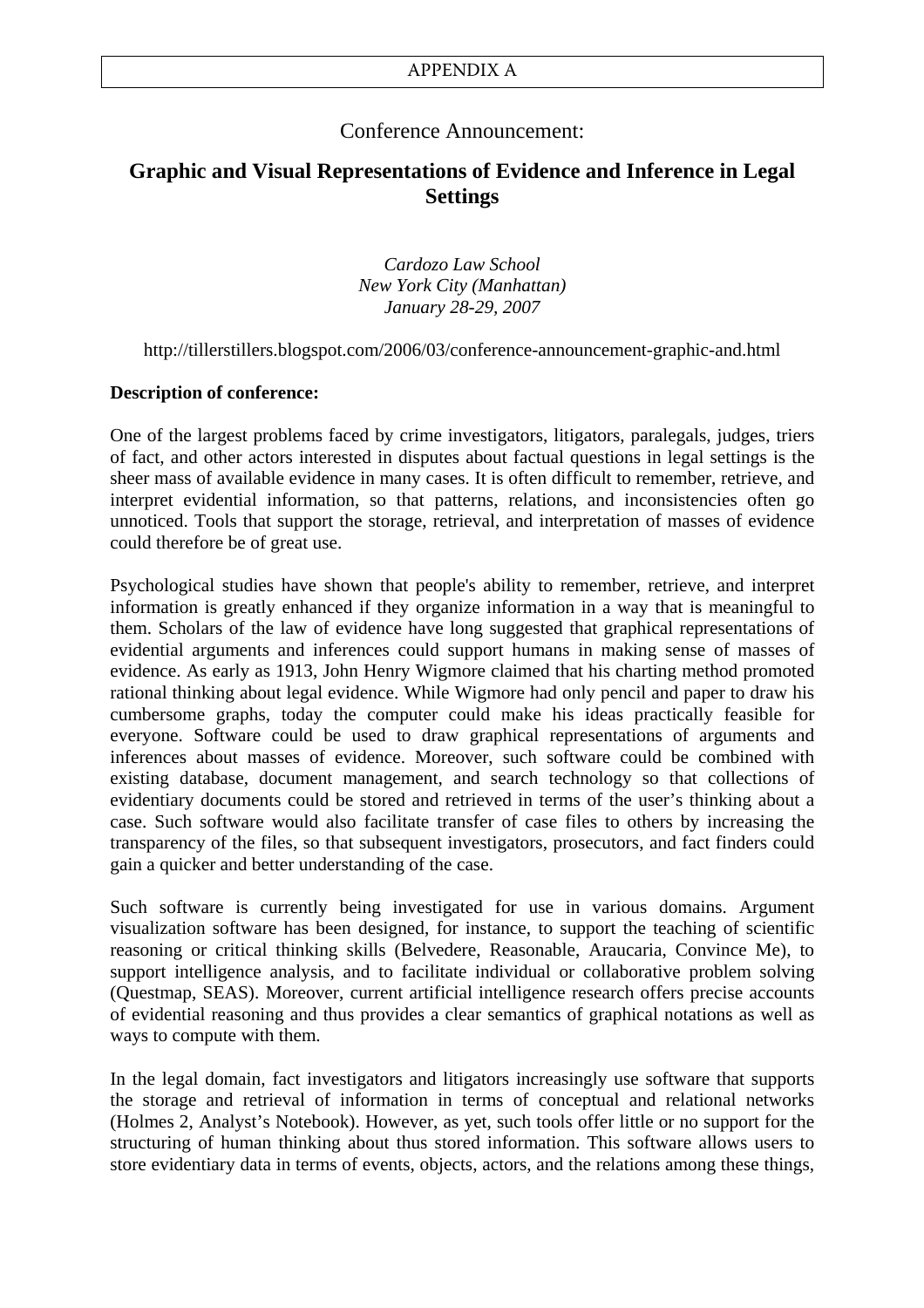APPENDIX A

Conference Announcement:

# Graphic and Visual Representations of Evidence and Inference in Legal Settings

*Cardozo Law School*
*New York City (Manhattan)*
*January 28-29, 2007*

http://tillerstillers.blogspot.com/2006/03/conference-announcement-graphic-and.html

**Description of conference:**

One of the largest problems faced by crime investigators, litigators, paralegals, judges, triers of fact, and other actors interested in disputes about factual questions in legal settings is the sheer mass of available evidence in many cases. It is often difficult to remember, retrieve, and interpret evidential information, so that patterns, relations, and inconsistencies often go unnoticed. Tools that support the storage, retrieval, and interpretation of masses of evidence could therefore be of great use.

Psychological studies have shown that people's ability to remember, retrieve, and interpret information is greatly enhanced if they organize information in a way that is meaningful to them. Scholars of the law of evidence have long suggested that graphical representations of evidential arguments and inferences could support humans in making sense of masses of evidence. As early as 1913, John Henry Wigmore claimed that his charting method promoted rational thinking about legal evidence. While Wigmore had only pencil and paper to draw his cumbersome graphs, today the computer could make his ideas practically feasible for everyone. Software could be used to draw graphical representations of arguments and inferences about masses of evidence. Moreover, such software could be combined with existing database, document management, and search technology so that collections of evidentiary documents could be stored and retrieved in terms of the user's thinking about a case. Such software would also facilitate transfer of case files to others by increasing the transparency of the files, so that subsequent investigators, prosecutors, and fact finders could gain a quicker and better understanding of the case.

Such software is currently being investigated for use in various domains. Argument visualization software has been designed, for instance, to support the teaching of scientific reasoning or critical thinking skills (Belvedere, Reasonable, Araucaria, Convince Me), to support intelligence analysis, and to facilitate individual or collaborative problem solving (Questmap, SEAS). Moreover, current artificial intelligence research offers precise accounts of evidential reasoning and thus provides a clear semantics of graphical notations as well as ways to compute with them.

In the legal domain, fact investigators and litigators increasingly use software that supports the storage and retrieval of information in terms of conceptual and relational networks (Holmes 2, Analyst's Notebook). However, as yet, such tools offer little or no support for the structuring of human thinking about thus stored information. This software allows users to store evidentiary data in terms of events, objects, actors, and the relations among these things,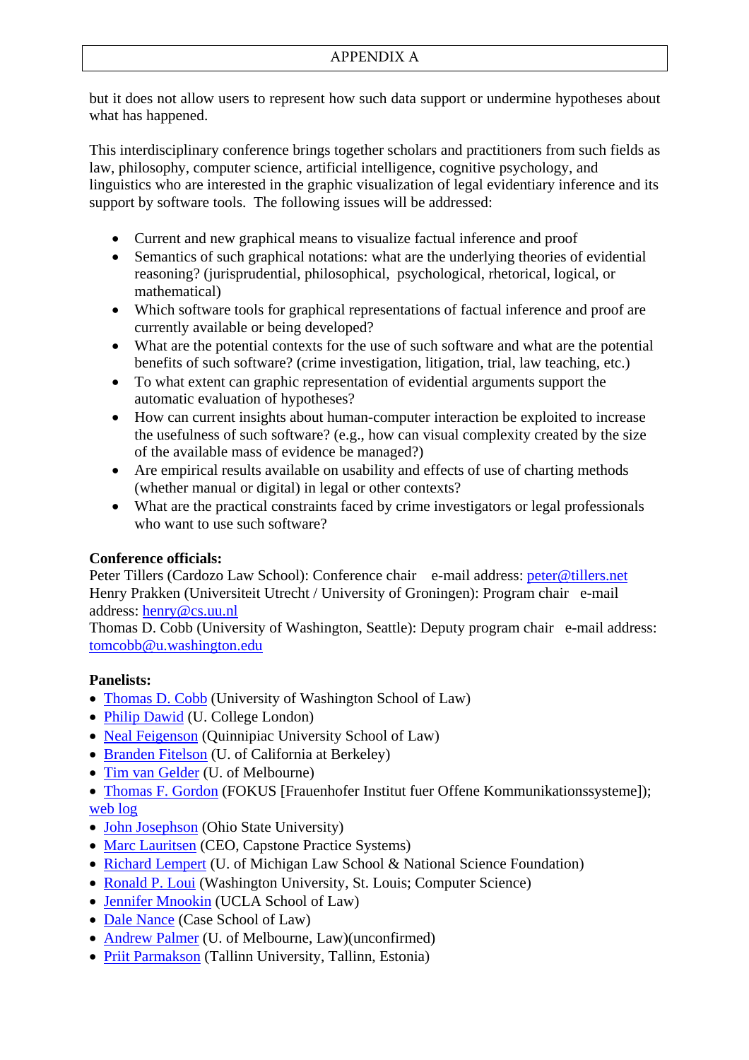but it does not allow users to represent how such data support or undermine hypotheses about what has happened.

This interdisciplinary conference brings together scholars and practitioners from such fields as law, philosophy, computer science, artificial intelligence, cognitive psychology, and linguistics who are interested in the graphic visualization of legal evidentiary inference and its support by software tools. The following issues will be addressed:

- Current and new graphical means to visualize factual inference and proof
- Semantics of such graphical notations: what are the underlying theories of evidential reasoning? (jurisprudential, philosophical, psychological, rhetorical, logical, or mathematical)
- Which software tools for graphical representations of factual inference and proof are currently available or being developed?
- What are the potential contexts for the use of such software and what are the potential benefits of such software? (crime investigation, litigation, trial, law teaching, etc.)
- To what extent can graphic representation of evidential arguments support the automatic evaluation of hypotheses?
- How can current insights about human-computer interaction be exploited to increase the usefulness of such software? (e.g., how can visual complexity created by the size of the available mass of evidence be managed?)
- Are empirical results available on usability and effects of use of charting methods (whether manual or digital) in legal or other contexts?
- What are the practical constraints faced by crime investigators or legal professionals who want to use such software?

**Conference officials:**
Peter Tillers (Cardozo Law School): Conference chair e-mail address: peter@tillers.net
Henry Prakken (Universiteit Utrecht / University of Groningen): Program chair e-mail address: henry@cs.uu.nl
Thomas D. Cobb (University of Washington, Seattle): Deputy program chair e-mail address: tomcobb@u.washington.edu

**Panelists:**
- Thomas D. Cobb (University of Washington School of Law)
- Philip Dawid (U. College London)
- Neal Feigenson (Quinnipiac University School of Law)
- Branden Fitelson (U. of California at Berkeley)
- Tim van Gelder (U. of Melbourne)
- Thomas F. Gordon (FOKUS [Frauenhofer Institut fuer Offene Kommunikationssysteme]); web log
- John Josephson (Ohio State University)
- Marc Lauritsen (CEO, Capstone Practice Systems)
- Richard Lempert (U. of Michigan Law School & National Science Foundation)
- Ronald P. Loui (Washington University, St. Louis; Computer Science)
- Jennifer Mnookin (UCLA School of Law)
- Dale Nance (Case School of Law)
- Andrew Palmer (U. of Melbourne, Law)(unconfirmed)
- Priit Parmakson (Tallinn University, Tallinn, Estonia)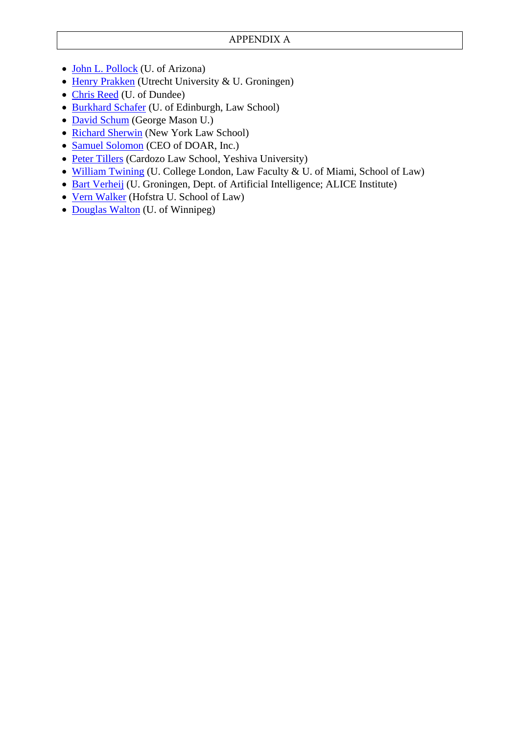APPENDIX A

- John L. Pollock (U. of Arizona)
- Henry Prakken (Utrecht University & U. Groningen)
- Chris Reed (U. of Dundee)
- Burkhard Schafer (U. of Edinburgh, Law School)
- David Schum (George Mason U.)
- Richard Sherwin (New York Law School)
- Samuel Solomon (CEO of DOAR, Inc.)
- Peter Tillers (Cardozo Law School, Yeshiva University)
- William Twining (U. College London, Law Faculty & U. of Miami, School of Law)
- Bart Verheij (U. Groningen, Dept. of Artificial Intelligence; ALICE Institute)
- Vern Walker (Hofstra U. School of Law)
- Douglas Walton (U. of Winnipeg)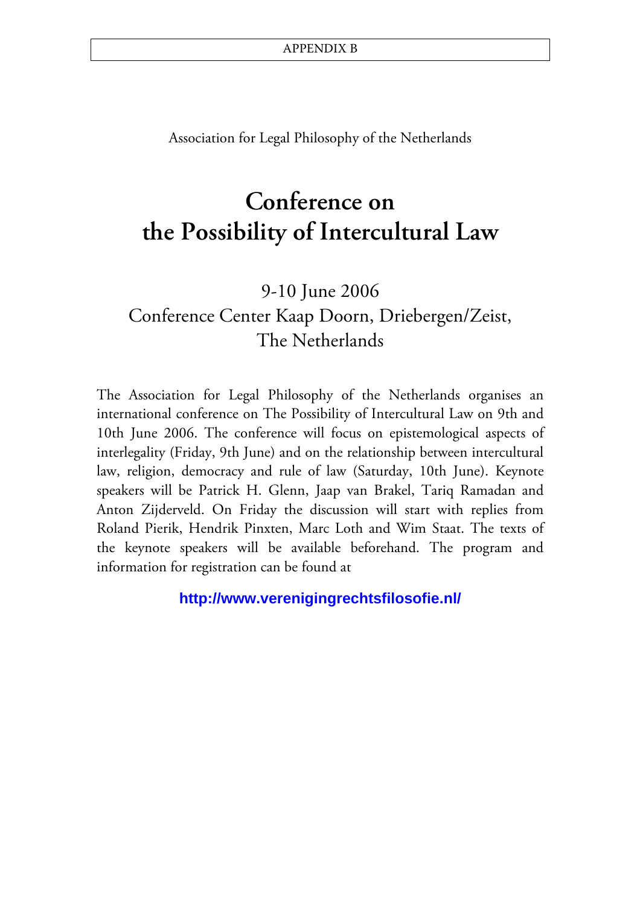APPENDIX B

Association for Legal Philosophy of the Netherlands

# Conference on the Possibility of Intercultural Law

## 9-10 June 2006
## Conference Center Kaap Doorn, Driebergen/Zeist, The Netherlands

The Association for Legal Philosophy of the Netherlands organises an international conference on The Possibility of Intercultural Law on 9th and 10th June 2006. The conference will focus on epistemological aspects of interlegality (Friday, 9th June) and on the relationship between intercultural law, religion, democracy and rule of law (Saturday, 10th June). Keynote speakers will be Patrick H. Glenn, Jaap van Brakel, Tariq Ramadan and Anton Zijderveld. On Friday the discussion will start with replies from Roland Pierik, Hendrik Pinxten, Marc Loth and Wim Staat. The texts of the keynote speakers will be available beforehand. The program and information for registration can be found at

**http://www.verenigingrechtsfilosofie.nl/**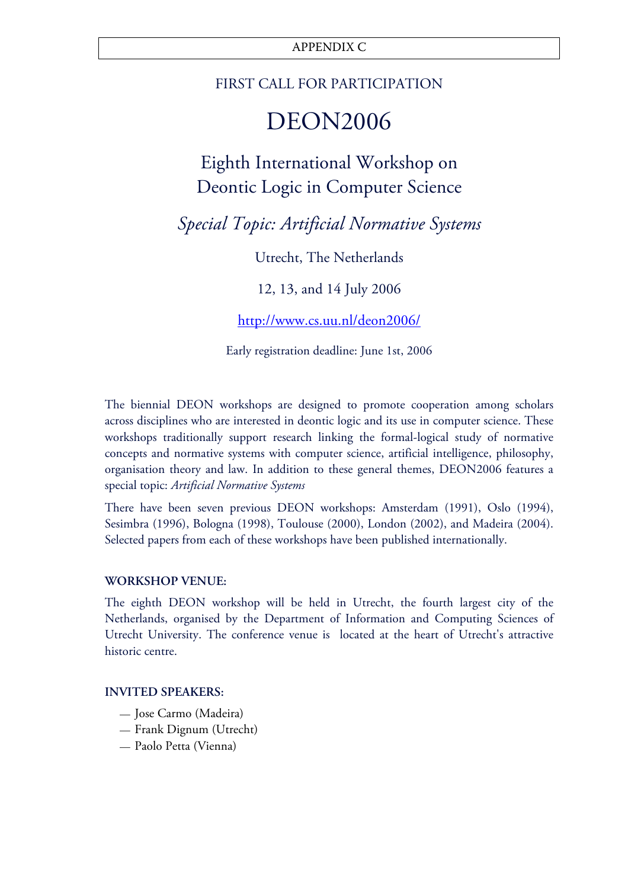APPENDIX C

FIRST CALL FOR PARTICIPATION

# DEON2006

## Eighth International Workshop on Deontic Logic in Computer Science

## *Special Topic: Artificial Normative Systems*

Utrecht, The Netherlands

12, 13, and 14 July 2006

http://www.cs.uu.nl/deon2006/

Early registration deadline: June 1st, 2006

The biennial DEON workshops are designed to promote cooperation among scholars across disciplines who are interested in deontic logic and its use in computer science. These workshops traditionally support research linking the formal-logical study of normative concepts and normative systems with computer science, artificial intelligence, philosophy, organisation theory and law. In addition to these general themes, DEON2006 features a special topic: *Artificial Normative Systems*

There have been seven previous DEON workshops: Amsterdam (1991), Oslo (1994), Sesimbra (1996), Bologna (1998), Toulouse (2000), London (2002), and Madeira (2004). Selected papers from each of these workshops have been published internationally.

**WORKSHOP VENUE:**

The eighth DEON workshop will be held in Utrecht, the fourth largest city of the Netherlands, organised by the Department of Information and Computing Sciences of Utrecht University. The conference venue is located at the heart of Utrecht's attractive historic centre.

**INVITED SPEAKERS:**

— Jose Carmo (Madeira)
— Frank Dignum (Utrecht)
— Paolo Petta (Vienna)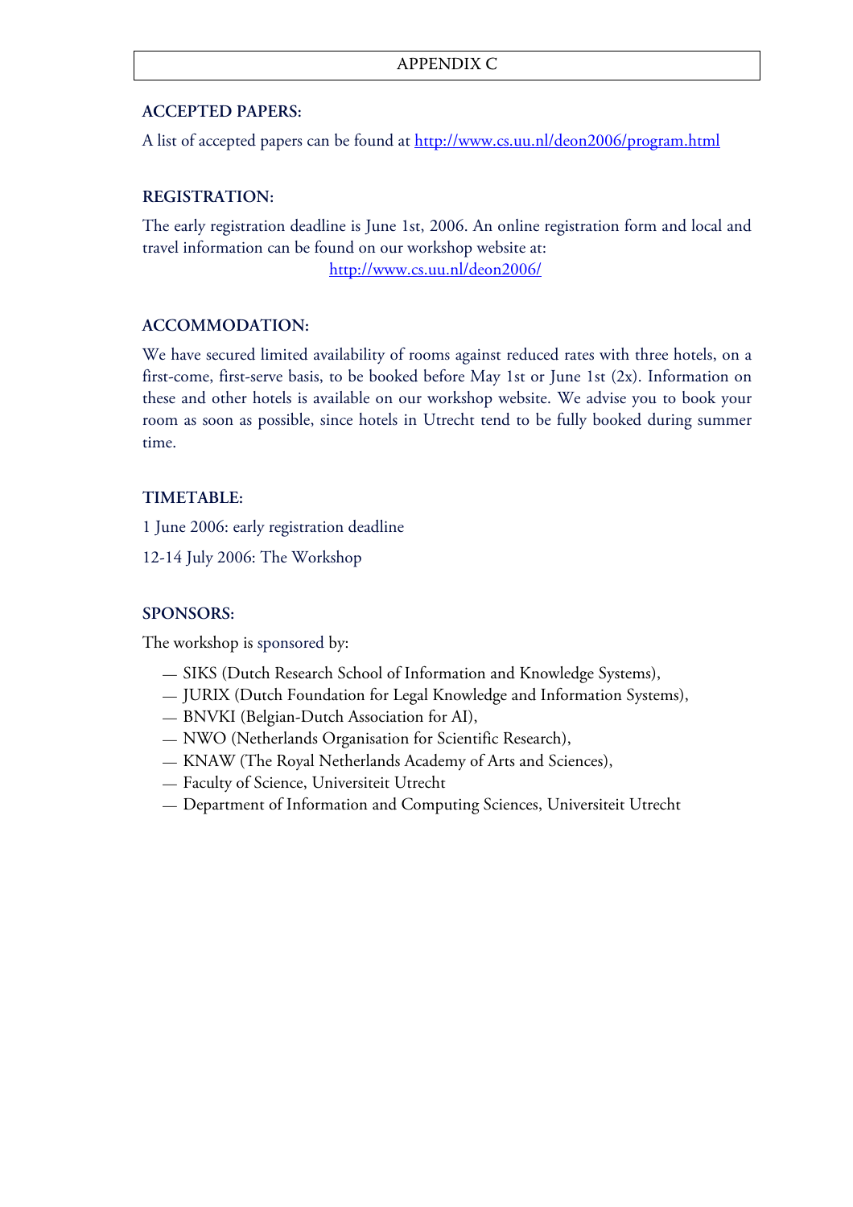# APPENDIX C

**ACCEPTED PAPERS:**

A list of accepted papers can be found at http://www.cs.uu.nl/deon2006/program.html

**REGISTRATION:**

The early registration deadline is June 1st, 2006. An online registration form and local and travel information can be found on our workshop website at:

http://www.cs.uu.nl/deon2006/

**ACCOMMODATION:**

We have secured limited availability of rooms against reduced rates with three hotels, on a first-come, first-serve basis, to be booked before May 1st or June 1st (2x). Information on these and other hotels is available on our workshop website. We advise you to book your room as soon as possible, since hotels in Utrecht tend to be fully booked during summer time.

**TIMETABLE:**

1 June 2006: early registration deadline

12-14 July 2006: The Workshop

**SPONSORS:**

The workshop is sponsored by:

- SIKS (Dutch Research School of Information and Knowledge Systems),
- JURIX (Dutch Foundation for Legal Knowledge and Information Systems),
- BNVKI (Belgian-Dutch Association for AI),
- NWO (Netherlands Organisation for Scientific Research),
- KNAW (The Royal Netherlands Academy of Arts and Sciences),
- Faculty of Science, Universiteit Utrecht
- Department of Information and Computing Sciences, Universiteit Utrecht